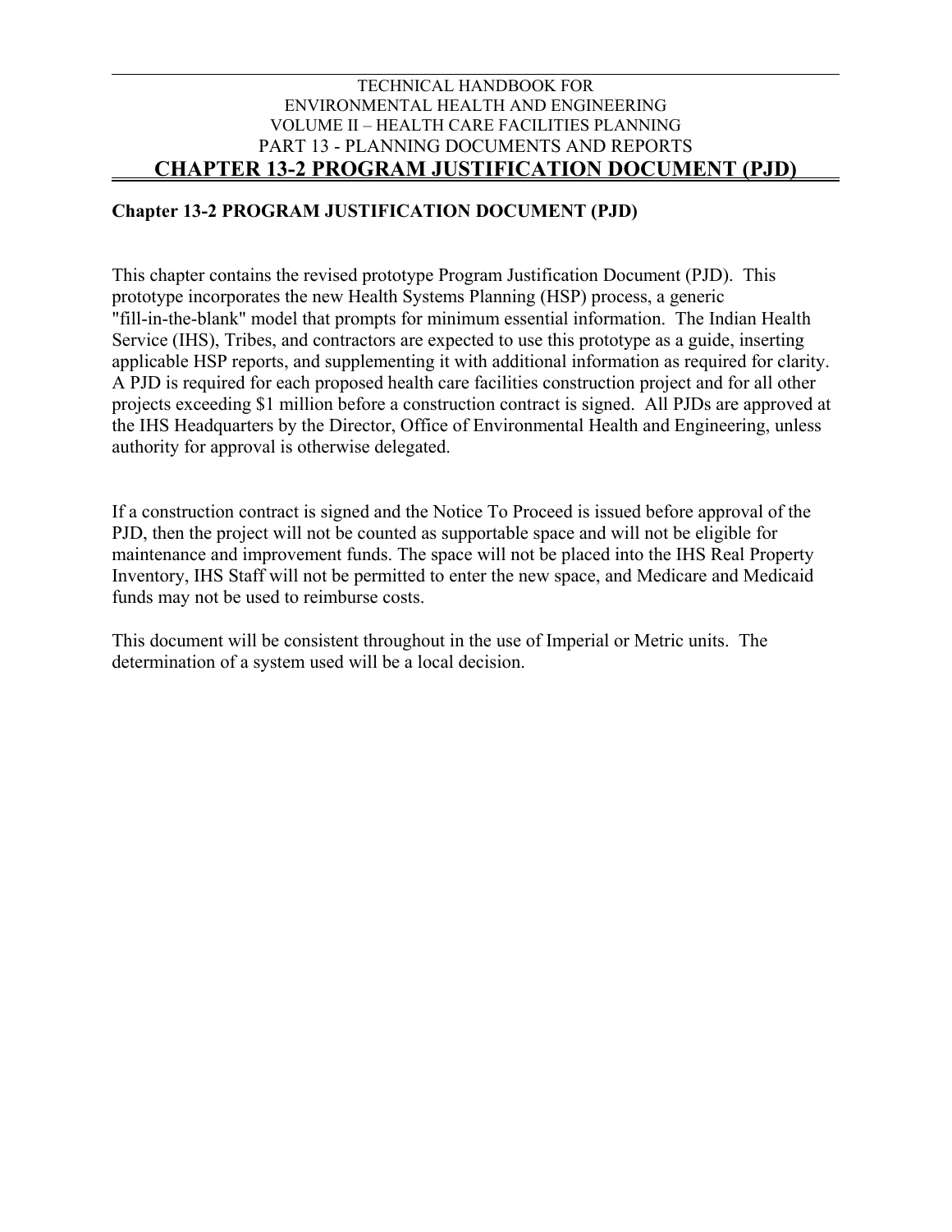TECHNICAL HANDBOOK FOR
ENVIRONMENTAL HEALTH AND ENGINEERING
VOLUME II – HEALTH CARE FACILITIES PLANNING
PART 13 - PLANNING DOCUMENTS AND REPORTS

# CHAPTER 13-2 PROGRAM JUSTIFICATION DOCUMENT (PJD)

## Chapter 13-2 PROGRAM JUSTIFICATION DOCUMENT (PJD)

This chapter contains the revised prototype Program Justification Document (PJD). This prototype incorporates the new Health Systems Planning (HSP) process, a generic "fill-in-the-blank" model that prompts for minimum essential information. The Indian Health Service (IHS), Tribes, and contractors are expected to use this prototype as a guide, inserting applicable HSP reports, and supplementing it with additional information as required for clarity. A PJD is required for each proposed health care facilities construction project and for all other projects exceeding $1 million before a construction contract is signed. All PJDs are approved at the IHS Headquarters by the Director, Office of Environmental Health and Engineering, unless authority for approval is otherwise delegated.

If a construction contract is signed and the Notice To Proceed is issued before approval of the PJD, then the project will not be counted as supportable space and will not be eligible for maintenance and improvement funds. The space will not be placed into the IHS Real Property Inventory, IHS Staff will not be permitted to enter the new space, and Medicare and Medicaid funds may not be used to reimburse costs.

This document will be consistent throughout in the use of Imperial or Metric units. The determination of a system used will be a local decision.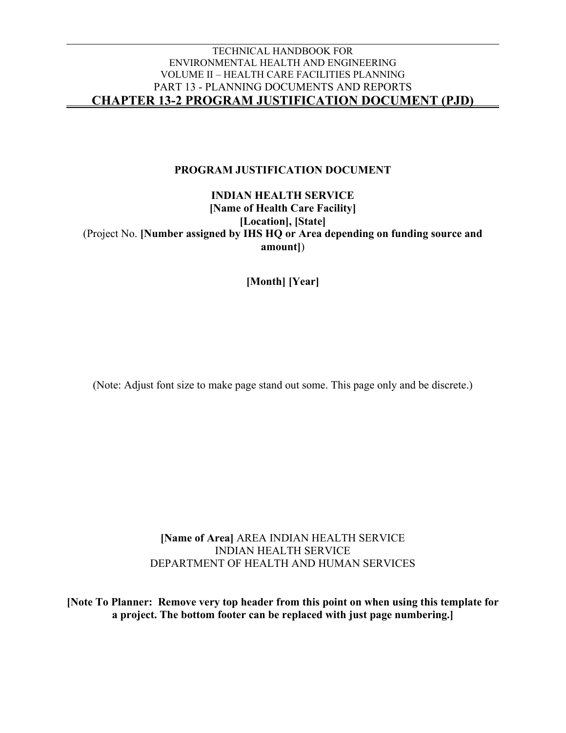**PROGRAM JUSTIFICATION DOCUMENT**

**INDIAN HEALTH SERVICE**
**[Name of Health Care Facility]**
**[Location], [State]**
(Project No. **[Number assigned by IHS HQ or Area depending on funding source and amount]**)

**[Month] [Year]**

(Note: Adjust font size to make page stand out some. This page only and be discrete.)

**[Name of Area]** AREA INDIAN HEALTH SERVICE
INDIAN HEALTH SERVICE
DEPARTMENT OF HEALTH AND HUMAN SERVICES

**[Note To Planner: Remove very top header from this point on when using this template for a project. The bottom footer can be replaced with just page numbering.]**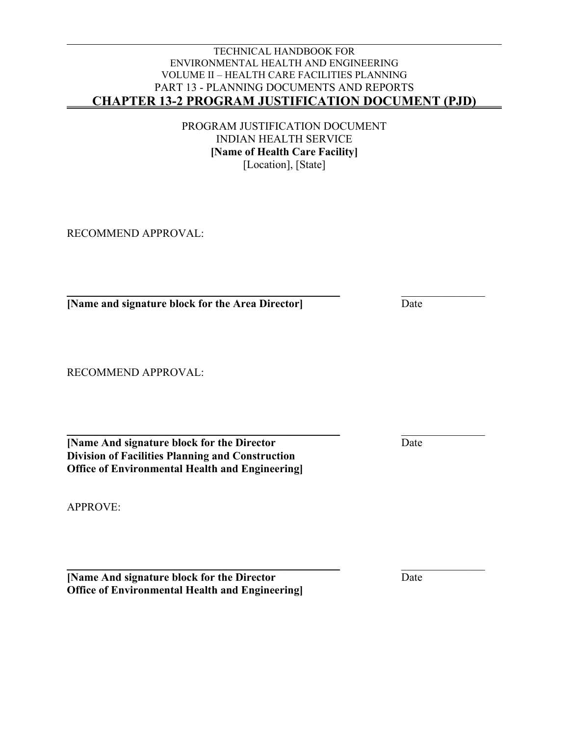PROGRAM JUSTIFICATION DOCUMENT
INDIAN HEALTH SERVICE
**[Name of Health Care Facility]**
[Location], [State]

RECOMMEND APPROVAL:

______________________________________________ ______________

**[Name and signature block for the Area Director]** Date

RECOMMEND APPROVAL:

______________________________________________ ______________

**[Name And signature block for the Director**
**Division of Facilities Planning and Construction**
**Office of Environmental Health and Engineering]** Date

APPROVE:

______________________________________________ ______________

**[Name And signature block for the Director**
**Office of Environmental Health and Engineering]** Date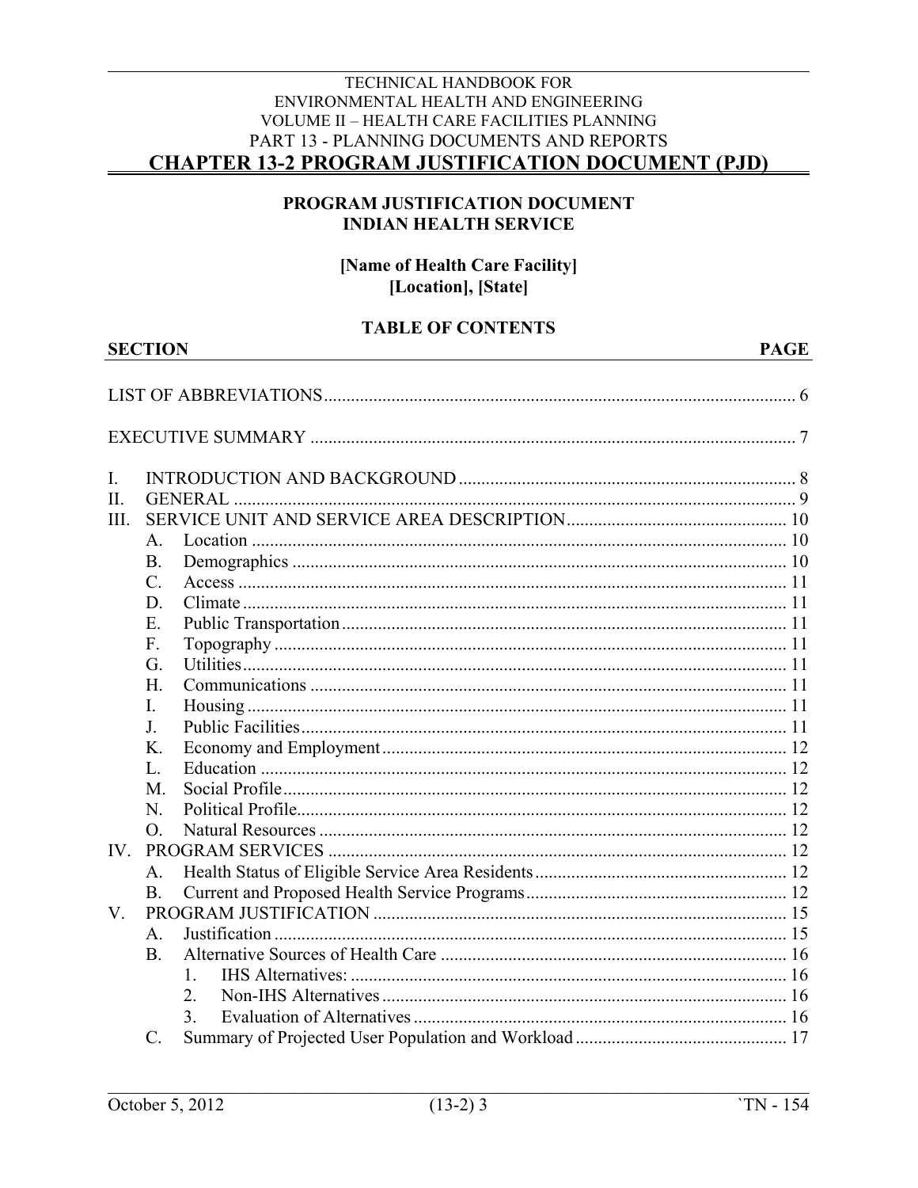TECHNICAL HANDBOOK FOR
ENVIRONMENTAL HEALTH AND ENGINEERING
VOLUME II – HEALTH CARE FACILITIES PLANNING
PART 13 - PLANNING DOCUMENTS AND REPORTS

# CHAPTER 13-2 PROGRAM JUSTIFICATION DOCUMENT (PJD)

## PROGRAM JUSTIFICATION DOCUMENT
## INDIAN HEALTH SERVICE

**[Name of Health Care Facility]**
**[Location], [State]**

### TABLE OF CONTENTS

| SECTION | PAGE |
|---|---|
| LIST OF ABBREVIATIONS | 6 |
| EXECUTIVE SUMMARY | 7 |
| I. INTRODUCTION AND BACKGROUND | 8 |
| II. GENERAL | 9 |
| III. SERVICE UNIT AND SERVICE AREA DESCRIPTION | 10 |
| A. Location | 10 |
| B. Demographics | 10 |
| C. Access | 11 |
| D. Climate | 11 |
| E. Public Transportation | 11 |
| F. Topography | 11 |
| G. Utilities | 11 |
| H. Communications | 11 |
| I. Housing | 11 |
| J. Public Facilities | 11 |
| K. Economy and Employment | 12 |
| L. Education | 12 |
| M. Social Profile | 12 |
| N. Political Profile | 12 |
| O. Natural Resources | 12 |
| IV. PROGRAM SERVICES | 12 |
| A. Health Status of Eligible Service Area Residents | 12 |
| B. Current and Proposed Health Service Programs | 12 |
| V. PROGRAM JUSTIFICATION | 15 |
| A. Justification | 15 |
| B. Alternative Sources of Health Care | 16 |
| 1. IHS Alternatives: | 16 |
| 2. Non-IHS Alternatives | 16 |
| 3. Evaluation of Alternatives | 16 |
| C. Summary of Projected User Population and Workload | 17 |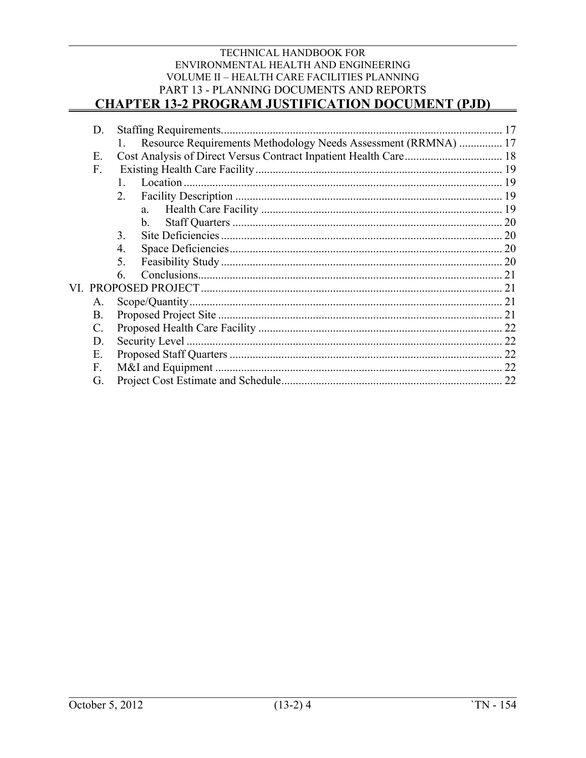D. Staffing Requirements ........................................................................................ 17
   1. Resource Requirements Methodology Needs Assessment (RRMNA) ............... 17
E. Cost Analysis of Direct Versus Contract Inpatient Health Care .................................. 18
F. Existing Health Care Facility ..................................................................................... 19
   1. Location ............................................................................................................ 19
   2. Facility Description ........................................................................................... 19
      a. Health Care Facility ..................................................................................... 19
      b. Staff Quarters .............................................................................................. 20
   3. Site Deficiencies ................................................................................................ 20
   4. Space Deficiencies ............................................................................................. 20
   5. Feasibility Study ................................................................................................ 20
   6. Conclusions ........................................................................................................ 21

VI. PROPOSED PROJECT ........................................................................................ 21
   A. Scope/Quantity ................................................................................................... 21
   B. Proposed Project Site .......................................................................................... 21
   C. Proposed Health Care Facility ............................................................................. 22
   D. Security Level ..................................................................................................... 22
   E. Proposed Staff Quarters ...................................................................................... 22
   F. M&I and Equipment ............................................................................................ 22
   G. Project Cost Estimate and Schedule ..................................................................... 22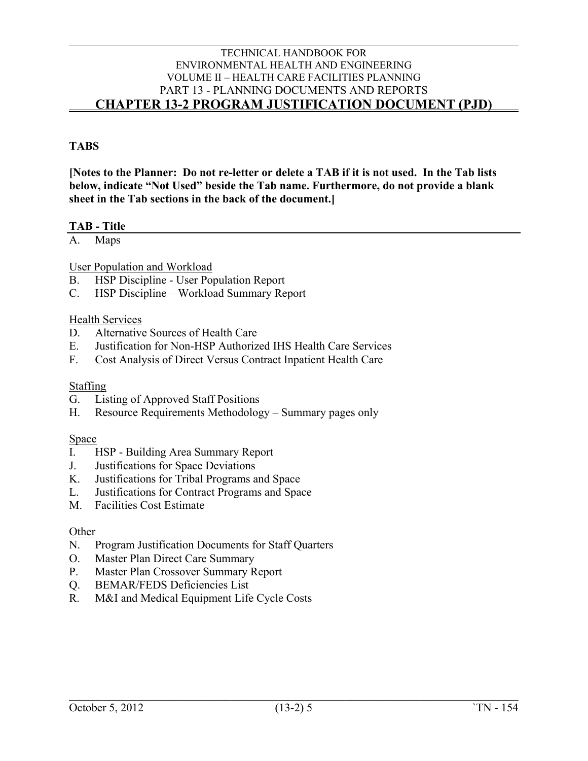# CHAPTER 13-2 PROGRAM JUSTIFICATION DOCUMENT (PJD)

**TABS**

**[Notes to the Planner: Do not re-letter or delete a TAB if it is not used. In the Tab lists below, indicate "Not Used" beside the Tab name. Furthermore, do not provide a blank sheet in the Tab sections in the back of the document.]**

**TAB - Title**

A. Maps

User Population and Workload

B. HSP Discipline - User Population Report
C. HSP Discipline – Workload Summary Report

Health Services

D. Alternative Sources of Health Care
E. Justification for Non-HSP Authorized IHS Health Care Services
F. Cost Analysis of Direct Versus Contract Inpatient Health Care

Staffing

G. Listing of Approved Staff Positions
H. Resource Requirements Methodology – Summary pages only

Space

I. HSP - Building Area Summary Report
J. Justifications for Space Deviations
K. Justifications for Tribal Programs and Space
L. Justifications for Contract Programs and Space
M. Facilities Cost Estimate

Other

N. Program Justification Documents for Staff Quarters
O. Master Plan Direct Care Summary
P. Master Plan Crossover Summary Report
Q. BEMAR/FEDS Deficiencies List
R. M&I and Medical Equipment Life Cycle Costs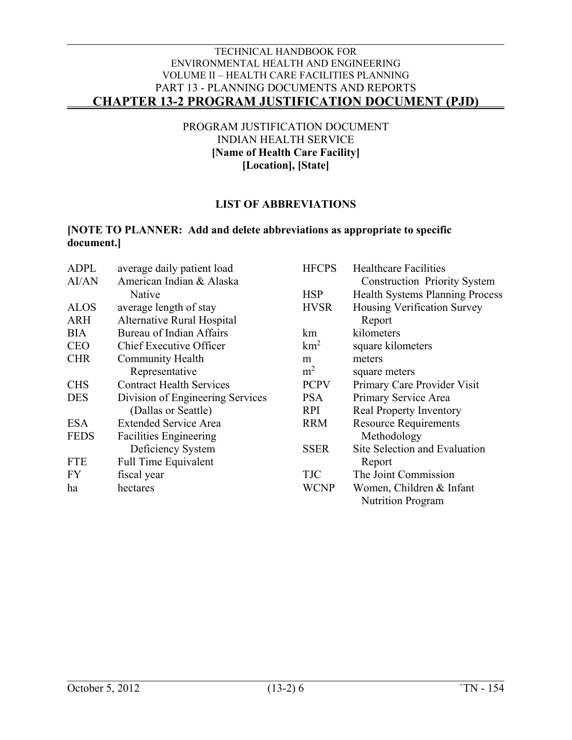PROGRAM JUSTIFICATION DOCUMENT
INDIAN HEALTH SERVICE
**[Name of Health Care Facility]**
**[Location], [State]**

## LIST OF ABBREVIATIONS

**[NOTE TO PLANNER: Add and delete abbreviations as appropriate to specific document.]**

| Abbreviation | Meaning |
|---|---|
| ADPL | average daily patient load |
| AI/AN | American Indian & Alaska Native |
| ALOS | average length of stay |
| ARH | Alternative Rural Hospital |
| BIA | Bureau of Indian Affairs |
| CEO | Chief Executive Officer |
| CHR | Community Health Representative |
| CHS | Contract Health Services |
| DES | Division of Engineering Services (Dallas or Seattle) |
| ESA | Extended Service Area |
| FEDS | Facilities Engineering Deficiency System |
| FTE | Full Time Equivalent |
| FY | fiscal year |
| ha | hectares |
| HFCPS | Healthcare Facilities Construction Priority System |
| HSP | Health Systems Planning Process |
| HVSR | Housing Verification Survey Report |
| km | kilometers |
| $km^2$ | square kilometers |
| m | meters |
| $m^2$ | square meters |
| PCPV | Primary Care Provider Visit |
| PSA | Primary Service Area |
| RPI | Real Property Inventory |
| RRM | Resource Requirements Methodology |
| SSER | Site Selection and Evaluation Report |
| TJC | The Joint Commission |
| WCNP | Women, Children & Infant Nutrition Program |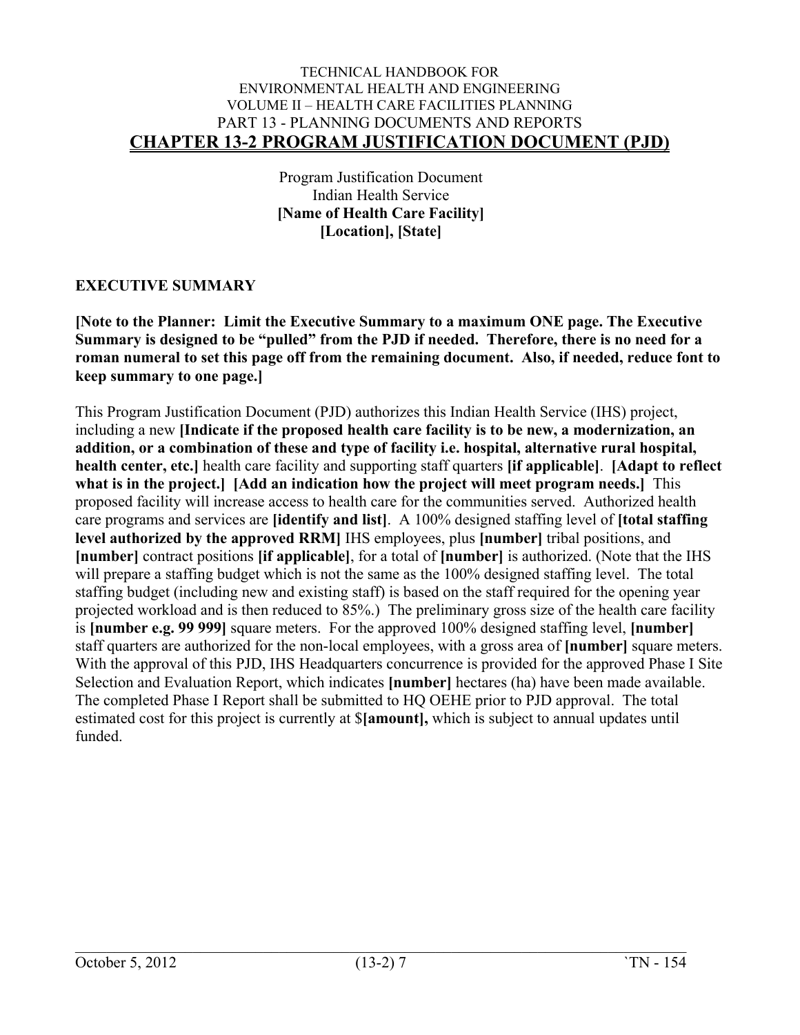# CHAPTER 13-2 PROGRAM JUSTIFICATION DOCUMENT (PJD)

Program Justification Document
Indian Health Service
**[Name of Health Care Facility]**
**[Location], [State]**

## EXECUTIVE SUMMARY

**[Note to the Planner: Limit the Executive Summary to a maximum ONE page. The Executive Summary is designed to be "pulled" from the PJD if needed. Therefore, there is no need for a roman numeral to set this page off from the remaining document. Also, if needed, reduce font to keep summary to one page.]**

This Program Justification Document (PJD) authorizes this Indian Health Service (IHS) project, including a new **[Indicate if the proposed health care facility is to be new, a modernization, an addition, or a combination of these and type of facility i.e. hospital, alternative rural hospital, health center, etc.]** health care facility and supporting staff quarters **[if applicable]**. **[Adapt to reflect what is in the project.] [Add an indication how the project will meet program needs.]** This proposed facility will increase access to health care for the communities served. Authorized health care programs and services are **[identify and list]**. A 100% designed staffing level of **[total staffing level authorized by the approved RRM]** IHS employees, plus **[number]** tribal positions, and **[number]** contract positions **[if applicable]**, for a total of **[number]** is authorized. (Note that the IHS will prepare a staffing budget which is not the same as the 100% designed staffing level. The total staffing budget (including new and existing staff) is based on the staff required for the opening year projected workload and is then reduced to 85%.) The preliminary gross size of the health care facility is **[number e.g. 99 999]** square meters. For the approved 100% designed staffing level, **[number]** staff quarters are authorized for the non-local employees, with a gross area of **[number]** square meters. With the approval of this PJD, IHS Headquarters concurrence is provided for the approved Phase I Site Selection and Evaluation Report, which indicates **[number]** hectares (ha) have been made available. The completed Phase I Report shall be submitted to HQ OEHE prior to PJD approval. The total estimated cost for this project is currently at $**[amount],** which is subject to annual updates until funded.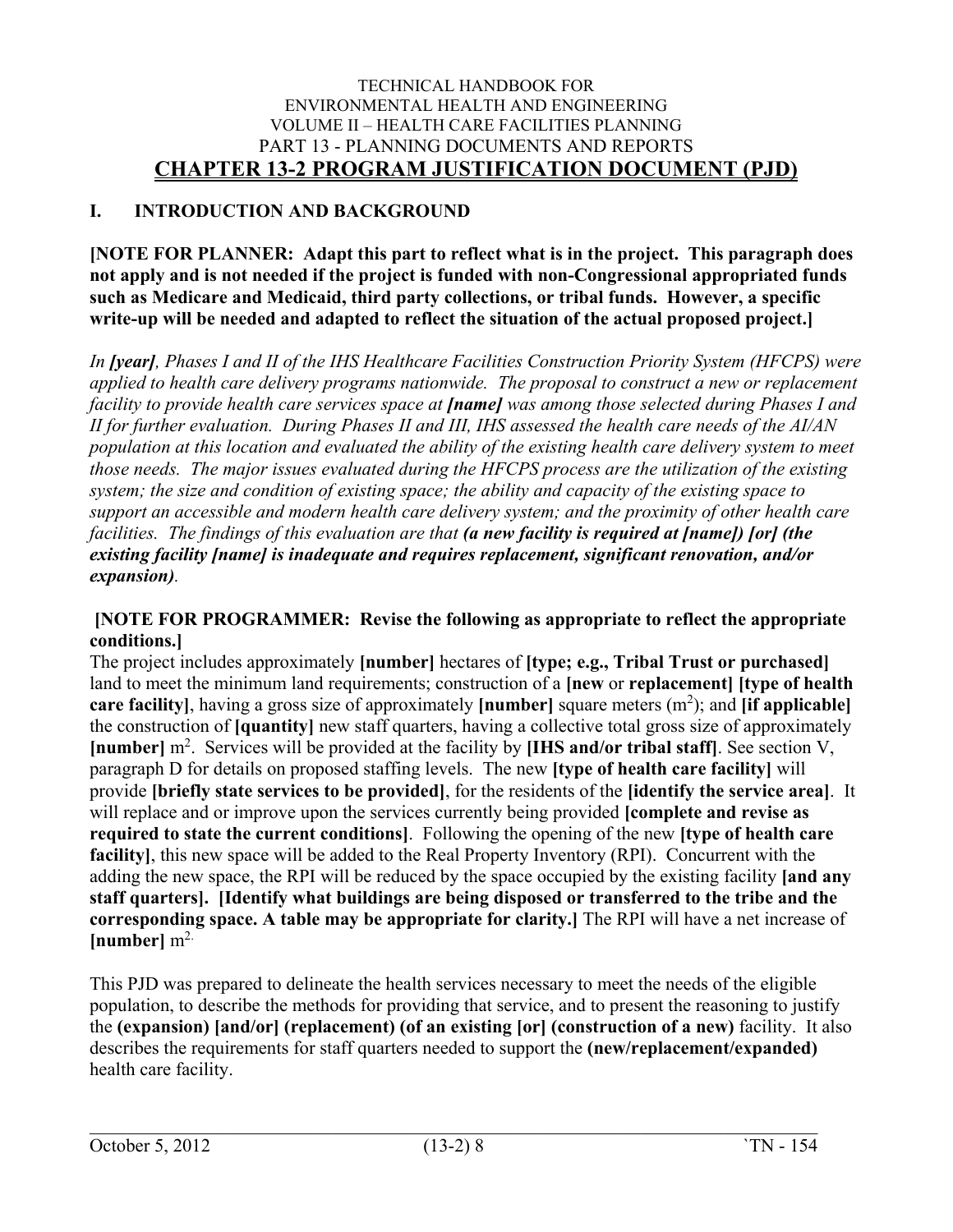TECHNICAL HANDBOOK FOR
ENVIRONMENTAL HEALTH AND ENGINEERING
VOLUME II – HEALTH CARE FACILITIES PLANNING
PART 13 - PLANNING DOCUMENTS AND REPORTS

# CHAPTER 13-2 PROGRAM JUSTIFICATION DOCUMENT (PJD)

## I. INTRODUCTION AND BACKGROUND

**[NOTE FOR PLANNER: Adapt this part to reflect what is in the project. This paragraph does not apply and is not needed if the project is funded with non-Congressional appropriated funds such as Medicare and Medicaid, third party collections, or tribal funds. However, a specific write-up will be needed and adapted to reflect the situation of the actual proposed project.]**

*In **[year]**, Phases I and II of the IHS Healthcare Facilities Construction Priority System (HFCPS) were applied to health care delivery programs nationwide. The proposal to construct a new or replacement facility to provide health care services space at **[name]** was among those selected during Phases I and II for further evaluation. During Phases II and III, IHS assessed the health care needs of the AI/AN population at this location and evaluated the ability of the existing health care delivery system to meet those needs. The major issues evaluated during the HFCPS process are the utilization of the existing system; the size and condition of existing space; the ability and capacity of the existing space to support an accessible and modern health care delivery system; and the proximity of other health care facilities. The findings of this evaluation are that **(a new facility is required at [name]) [or] (the existing facility [name] is inadequate and requires replacement, significant renovation, and/or expansion)**.*

**[NOTE FOR PROGRAMMER: Revise the following as appropriate to reflect the appropriate conditions.]**

The project includes approximately **[number]** hectares of **[type; e.g., Tribal Trust or purchased]** land to meet the minimum land requirements; construction of a **[new** or **replacement]** **[type of health care facility]**, having a gross size of approximately **[number]** square meters ($m^2$); and **[if applicable]** the construction of **[quantity]** new staff quarters, having a collective total gross size of approximately **[number]** $m^2$. Services will be provided at the facility by **[IHS and/or tribal staff]**. See section V, paragraph D for details on proposed staffing levels. The new **[type of health care facility]** will provide **[briefly state services to be provided]**, for the residents of the **[identify the service area]**. It will replace and or improve upon the services currently being provided **[complete and revise as required to state the current conditions]**. Following the opening of the new **[type of health care facility]**, this new space will be added to the Real Property Inventory (RPI). Concurrent with the adding the new space, the RPI will be reduced by the space occupied by the existing facility **[and any staff quarters]. [Identify what buildings are being disposed or transferred to the tribe and the corresponding space. A table may be appropriate for clarity.]** The RPI will have a net increase of **[number]** $m^{2.}$

This PJD was prepared to delineate the health services necessary to meet the needs of the eligible population, to describe the methods for providing that service, and to present the reasoning to justify the **(expansion) [and/or] (replacement) (of an existing [or] (construction of a new)** facility. It also describes the requirements for staff quarters needed to support the **(new/replacement/expanded)** health care facility.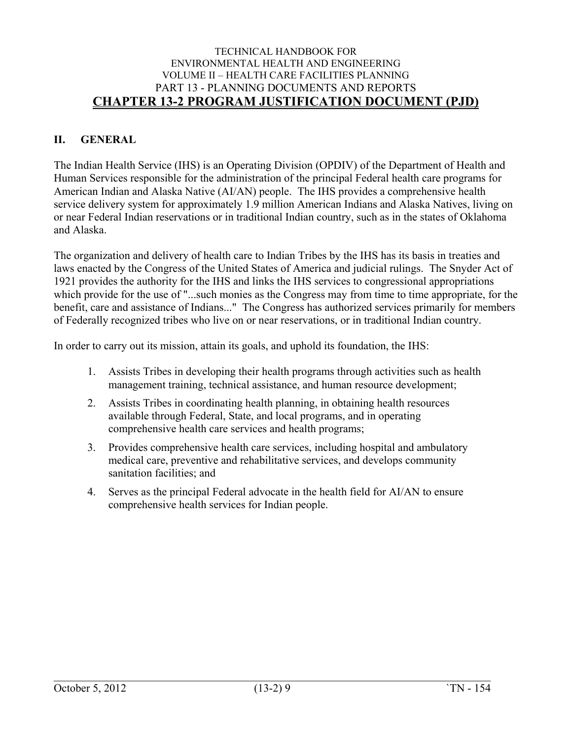## II. GENERAL

The Indian Health Service (IHS) is an Operating Division (OPDIV) of the Department of Health and Human Services responsible for the administration of the principal Federal health care programs for American Indian and Alaska Native (AI/AN) people. The IHS provides a comprehensive health service delivery system for approximately 1.9 million American Indians and Alaska Natives, living on or near Federal Indian reservations or in traditional Indian country, such as in the states of Oklahoma and Alaska.

The organization and delivery of health care to Indian Tribes by the IHS has its basis in treaties and laws enacted by the Congress of the United States of America and judicial rulings. The Snyder Act of 1921 provides the authority for the IHS and links the IHS services to congressional appropriations which provide for the use of "...such monies as the Congress may from time to time appropriate, for the benefit, care and assistance of Indians..." The Congress has authorized services primarily for members of Federally recognized tribes who live on or near reservations, or in traditional Indian country.

In order to carry out its mission, attain its goals, and uphold its foundation, the IHS:

1. Assists Tribes in developing their health programs through activities such as health management training, technical assistance, and human resource development;
2. Assists Tribes in coordinating health planning, in obtaining health resources available through Federal, State, and local programs, and in operating comprehensive health care services and health programs;
3. Provides comprehensive health care services, including hospital and ambulatory medical care, preventive and rehabilitative services, and develops community sanitation facilities; and
4. Serves as the principal Federal advocate in the health field for AI/AN to ensure comprehensive health services for Indian people.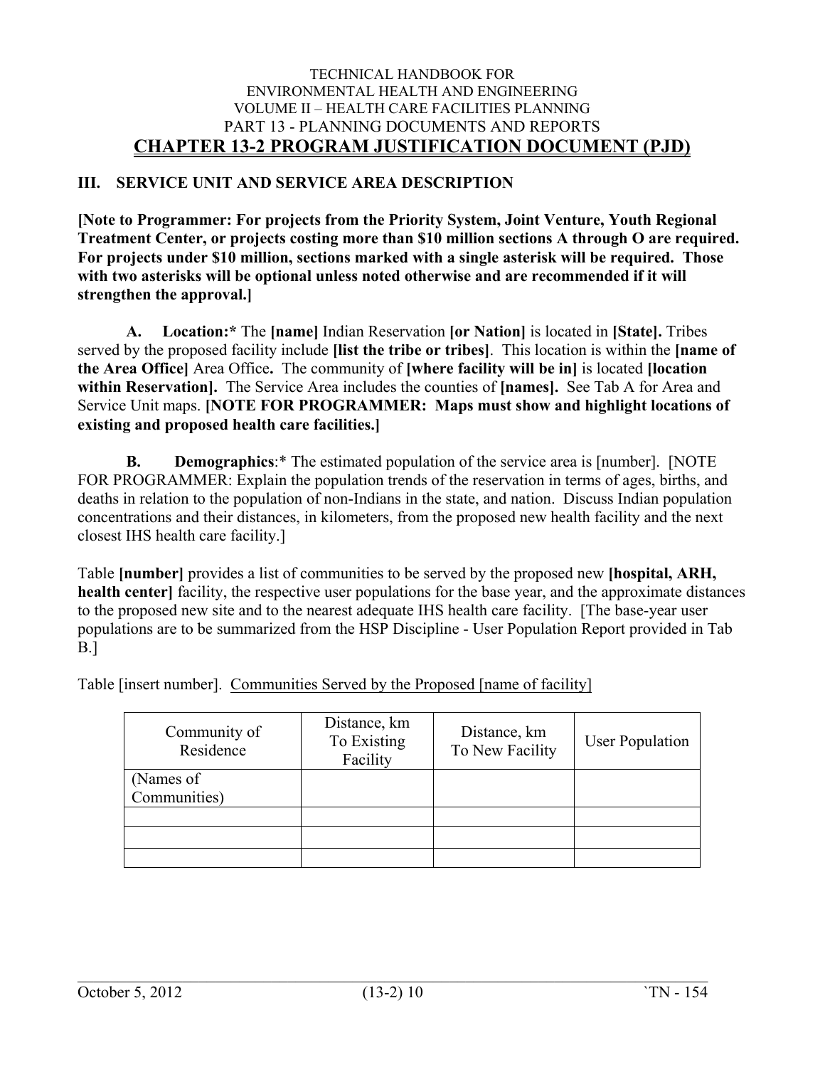## III. SERVICE UNIT AND SERVICE AREA DESCRIPTION

**[Note to Programmer: For projects from the Priority System, Joint Venture, Youth Regional Treatment Center, or projects costing more than $10 million sections A through O are required. For projects under $10 million, sections marked with a single asterisk will be required. Those with two asterisks will be optional unless noted otherwise and are recommended if it will strengthen the approval.]**

**A. Location:*** The **[name]** Indian Reservation **[or Nation]** is located in **[State].** Tribes served by the proposed facility include **[list the tribe or tribes]**. This location is within the **[name of the Area Office]** Area Office**.** The community of **[where facility will be in]** is located **[location within Reservation].** The Service Area includes the counties of **[names].** See Tab A for Area and Service Unit maps. **[NOTE FOR PROGRAMMER: Maps must show and highlight locations of existing and proposed health care facilities.]**

**B. Demographics**:* The estimated population of the service area is [number]. [NOTE FOR PROGRAMMER: Explain the population trends of the reservation in terms of ages, births, and deaths in relation to the population of non-Indians in the state, and nation. Discuss Indian population concentrations and their distances, in kilometers, from the proposed new health facility and the next closest IHS health care facility.]

Table **[number]** provides a list of communities to be served by the proposed new **[hospital, ARH, health center]** facility, the respective user populations for the base year, and the approximate distances to the proposed new site and to the nearest adequate IHS health care facility. [The base-year user populations are to be summarized from the HSP Discipline - User Population Report provided in Tab B.]

Table [insert number]. Communities Served by the Proposed [name of facility]

| Community of Residence | Distance, km To Existing Facility | Distance, km To New Facility | User Population |
|---|---|---|---|
| (Names of Communities) | | | |
| | | | |
| | | | |
| | | | |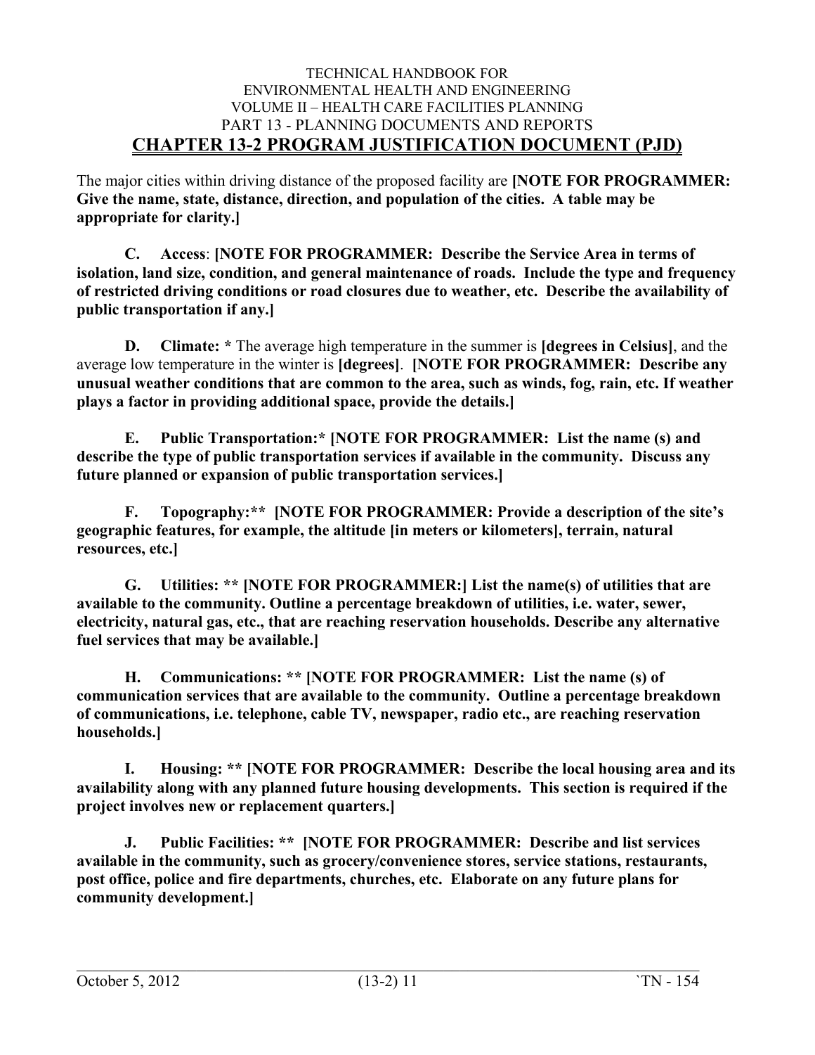The major cities within driving distance of the proposed facility are **[NOTE FOR PROGRAMMER: Give the name, state, distance, direction, and population of the cities. A table may be appropriate for clarity.]**

**C. Access**: **[NOTE FOR PROGRAMMER: Describe the Service Area in terms of isolation, land size, condition, and general maintenance of roads. Include the type and frequency of restricted driving conditions or road closures due to weather, etc. Describe the availability of public transportation if any.]**

**D. Climate: *** The average high temperature in the summer is **[degrees in Celsius]**, and the average low temperature in the winter is **[degrees]**. **[NOTE FOR PROGRAMMER: Describe any unusual weather conditions that are common to the area, such as winds, fog, rain, etc. If weather plays a factor in providing additional space, provide the details.]**

**E. Public Transportation:* [NOTE FOR PROGRAMMER: List the name (s) and describe the type of public transportation services if available in the community. Discuss any future planned or expansion of public transportation services.]**

**F. Topography:** [NOTE FOR PROGRAMMER: Provide a description of the site's geographic features, for example, the altitude [in meters or kilometers], terrain, natural resources, etc.]**

**G. Utilities: ** [NOTE FOR PROGRAMMER:] List the name(s) of utilities that are available to the community. Outline a percentage breakdown of utilities, i.e. water, sewer, electricity, natural gas, etc., that are reaching reservation households. Describe any alternative fuel services that may be available.]**

**H. Communications: ** [NOTE FOR PROGRAMMER: List the name (s) of communication services that are available to the community. Outline a percentage breakdown of communications, i.e. telephone, cable TV, newspaper, radio etc., are reaching reservation households.]**

**I. Housing: ** [NOTE FOR PROGRAMMER: Describe the local housing area and its availability along with any planned future housing developments. This section is required if the project involves new or replacement quarters.]**

**J. Public Facilities: ** [NOTE FOR PROGRAMMER: Describe and list services available in the community, such as grocery/convenience stores, service stations, restaurants, post office, police and fire departments, churches, etc. Elaborate on any future plans for community development.]**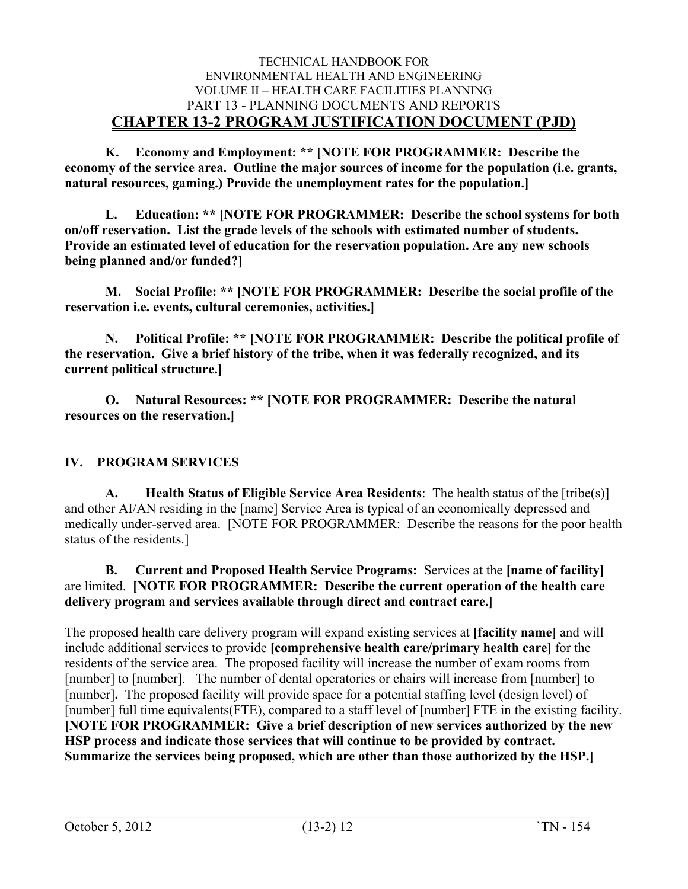**K. Economy and Employment: ** [NOTE FOR PROGRAMMER: Describe the economy of the service area. Outline the major sources of income for the population (i.e. grants, natural resources, gaming.) Provide the unemployment rates for the population.]**

**L. Education: ** [NOTE FOR PROGRAMMER: Describe the school systems for both on/off reservation. List the grade levels of the schools with estimated number of students. Provide an estimated level of education for the reservation population. Are any new schools being planned and/or funded?]**

**M. Social Profile: ** [NOTE FOR PROGRAMMER: Describe the social profile of the reservation i.e. events, cultural ceremonies, activities.]**

**N. Political Profile: ** [NOTE FOR PROGRAMMER: Describe the political profile of the reservation. Give a brief history of the tribe, when it was federally recognized, and its current political structure.]**

**O. Natural Resources: ** [NOTE FOR PROGRAMMER: Describe the natural resources on the reservation.]**

## IV. PROGRAM SERVICES

**A. Health Status of Eligible Service Area Residents**: The health status of the [tribe(s)] and other AI/AN residing in the [name] Service Area is typical of an economically depressed and medically under-served area. [NOTE FOR PROGRAMMER: Describe the reasons for the poor health status of the residents.]

**B. Current and Proposed Health Service Programs:** Services at the **[name of facility]** are limited. **[NOTE FOR PROGRAMMER: Describe the current operation of the health care delivery program and services available through direct and contract care.]**

The proposed health care delivery program will expand existing services at **[facility name]** and will include additional services to provide **[comprehensive health care/primary health care]** for the residents of the service area. The proposed facility will increase the number of exam rooms from [number] to [number]. The number of dental operatories or chairs will increase from [number] to [number]**.** The proposed facility will provide space for a potential staffing level (design level) of [number] full time equivalents(FTE), compared to a staff level of [number] FTE in the existing facility. **[NOTE FOR PROGRAMMER: Give a brief description of new services authorized by the new HSP process and indicate those services that will continue to be provided by contract. Summarize the services being proposed, which are other than those authorized by the HSP.]**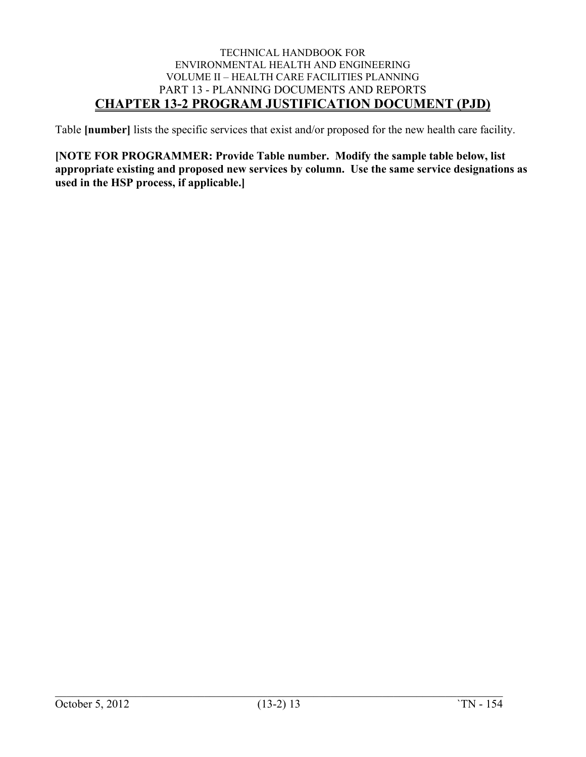Table **[number]** lists the specific services that exist and/or proposed for the new health care facility.

**[NOTE FOR PROGRAMMER: Provide Table number. Modify the sample table below, list appropriate existing and proposed new services by column. Use the same service designations as used in the HSP process, if applicable.]**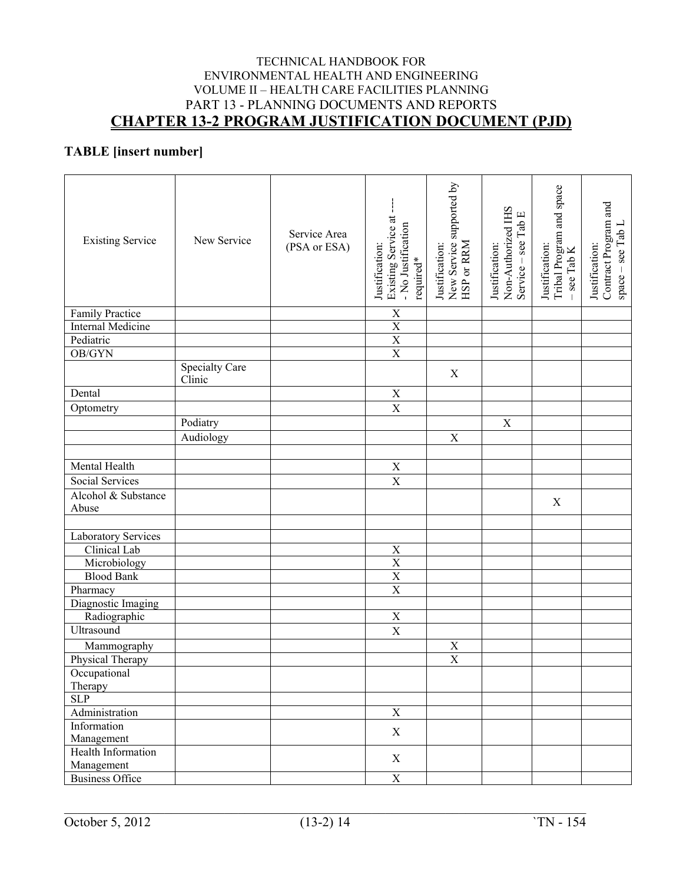**TABLE [insert number]**

| Existing Service | New Service | Service Area (PSA or ESA) | Justification: Existing Service at ---- - No Justification required* | Justification: New Service supported by HSP or RRM | Justification: Non-Authorized IHS Service – see Tab E | Justification: Tribal Program and space – see Tab K | Justification: Contract Program and space – see Tab L |
|---|---|---|---|---|---|---|---|
| Family Practice | | | X | | | | |
| Internal Medicine | | | X | | | | |
| Pediatric | | | X | | | | |
| OB/GYN | | | X | | | | |
| | Specialty Care Clinic | | | X | | | |
| Dental | | | X | | | | |
| Optometry | | | X | | | | |
| | Podiatry | | | | X | | |
| | Audiology | | | X | | | |
| | | | | | | | |
| Mental Health | | | X | | | | |
| Social Services | | | X | | | | |
| Alcohol & Substance Abuse | | | | | | X | |
| | | | | | | | |
| Laboratory Services | | | | | | | |
| Clinical Lab | | | X | | | | |
| Microbiology | | | X | | | | |
| Blood Bank | | | X | | | | |
| Pharmacy | | | X | | | | |
| Diagnostic Imaging | | | | | | | |
| Radiographic | | | X | | | | |
| Ultrasound | | | X | | | | |
| Mammography | | | | X | | | |
| Physical Therapy | | | | X | | | |
| Occupational Therapy | | | | | | | |
| SLP | | | | | | | |
| Administration | | | X | | | | |
| Information Management | | | X | | | | |
| Health Information Management | | | X | | | | |
| Business Office | | | X | | | | |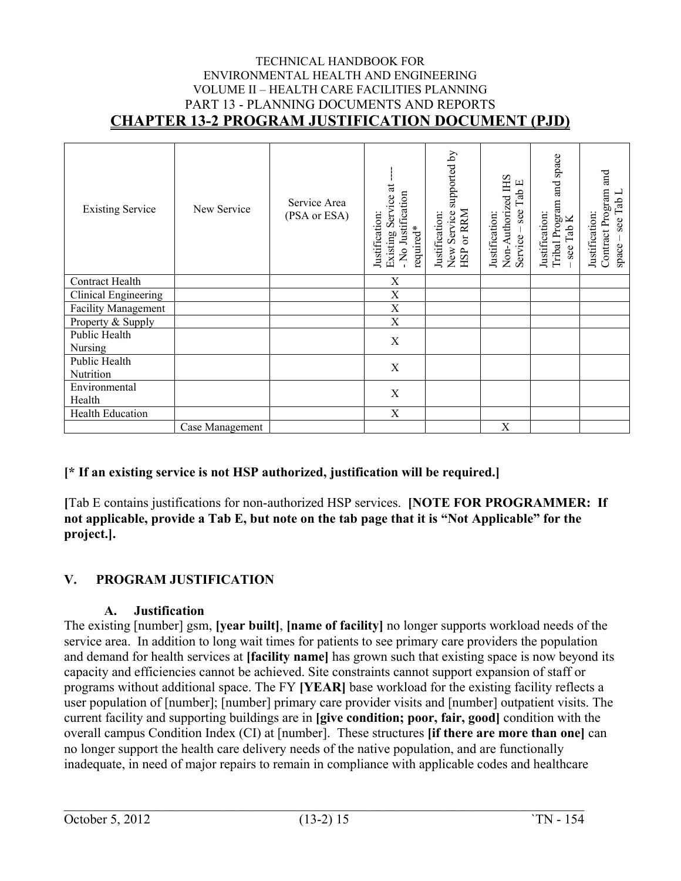| Existing Service | New Service | Service Area (PSA or ESA) | Justification: Existing Service at ---- - No Justification required* | Justification: New Service supported by HSP or RRM | Justification: Non-Authorized IHS Service – see Tab E | Justification: Tribal Program and space – see Tab K | Justification: Contract Program and space – see Tab L |
|---|---|---|---|---|---|---|---|
| Contract Health | | | X | | | | |
| Clinical Engineering | | | X | | | | |
| Facility Management | | | X | | | | |
| Property & Supply | | | X | | | | |
| Public Health Nursing | | | X | | | | |
| Public Health Nutrition | | | X | | | | |
| Environmental Health | | | X | | | | |
| Health Education | | | X | | | | |
| | Case Management | | | | X | | |

**[* If an existing service is not HSP authorized, justification will be required.]**

**[**Tab E contains justifications for non-authorized HSP services. **[NOTE FOR PROGRAMMER: If not applicable, provide a Tab E, but note on the tab page that it is "Not Applicable" for the project.].**

## V. PROGRAM JUSTIFICATION

### A. Justification

The existing [number] gsm, **[year built]**, **[name of facility]** no longer supports workload needs of the service area. In addition to long wait times for patients to see primary care providers the population and demand for health services at **[facility name]** has grown such that existing space is now beyond its capacity and efficiencies cannot be achieved. Site constraints cannot support expansion of staff or programs without additional space. The FY **[YEAR]** base workload for the existing facility reflects a user population of [number]; [number] primary care provider visits and [number] outpatient visits. The current facility and supporting buildings are in **[give condition; poor, fair, good]** condition with the overall campus Condition Index (CI) at [number]. These structures **[if there are more than one]** can no longer support the health care delivery needs of the native population, and are functionally inadequate, in need of major repairs to remain in compliance with applicable codes and healthcare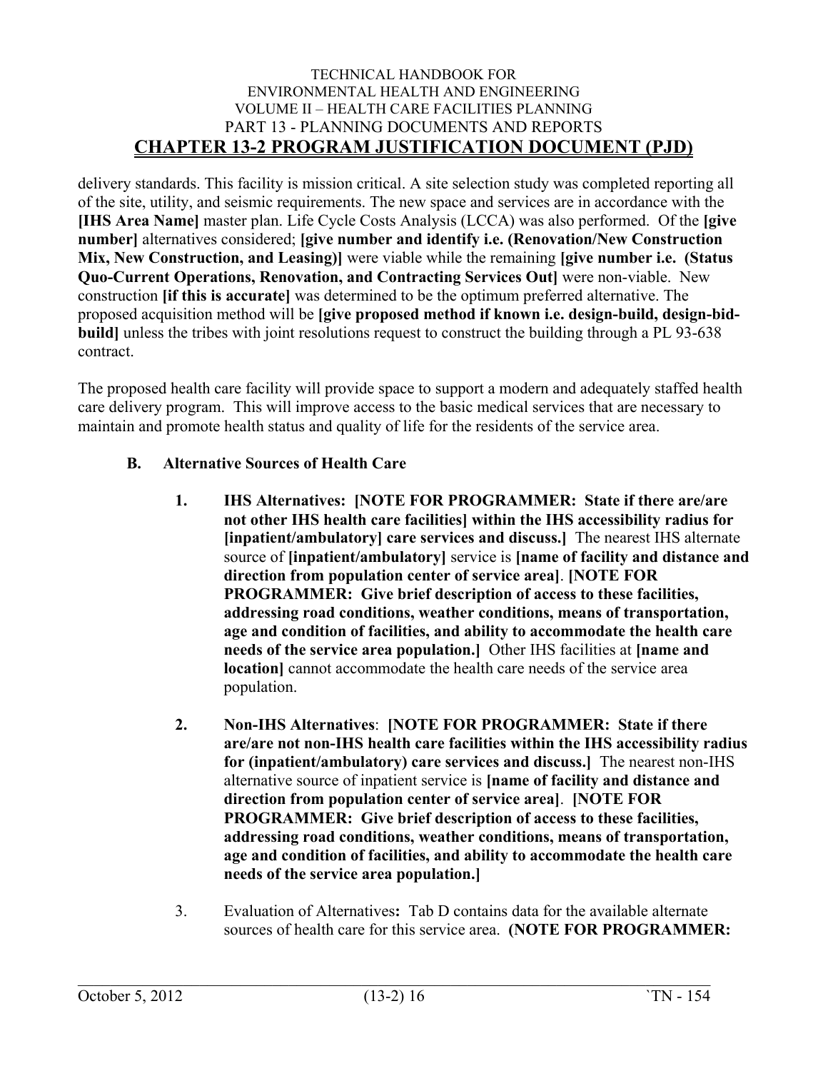delivery standards. This facility is mission critical. A site selection study was completed reporting all of the site, utility, and seismic requirements. The new space and services are in accordance with the **[IHS Area Name]** master plan. Life Cycle Costs Analysis (LCCA) was also performed. Of the **[give number]** alternatives considered; **[give number and identify i.e. (Renovation/New Construction Mix, New Construction, and Leasing)]** were viable while the remaining **[give number i.e. (Status Quo-Current Operations, Renovation, and Contracting Services Out]** were non-viable. New construction **[if this is accurate]** was determined to be the optimum preferred alternative. The proposed acquisition method will be **[give proposed method if known i.e. design-build, design-bid-build]** unless the tribes with joint resolutions request to construct the building through a PL 93-638 contract.

The proposed health care facility will provide space to support a modern and adequately staffed health care delivery program. This will improve access to the basic medical services that are necessary to maintain and promote health status and quality of life for the residents of the service area.

**B. Alternative Sources of Health Care**

1. **IHS Alternatives: [NOTE FOR PROGRAMMER: State if there are/are not other IHS health care facilities] within the IHS accessibility radius for [inpatient/ambulatory] care services and discuss.]** The nearest IHS alternate source of **[inpatient/ambulatory]** service is **[name of facility and distance and direction from population center of service area]**. **[NOTE FOR PROGRAMMER: Give brief description of access to these facilities, addressing road conditions, weather conditions, means of transportation, age and condition of facilities, and ability to accommodate the health care needs of the service area population.]** Other IHS facilities at **[name and location]** cannot accommodate the health care needs of the service area population.

2. **Non-IHS Alternatives**: **[NOTE FOR PROGRAMMER: State if there are/are not non-IHS health care facilities within the IHS accessibility radius for (inpatient/ambulatory) care services and discuss.]** The nearest non-IHS alternative source of inpatient service is **[name of facility and distance and direction from population center of service area]**. **[NOTE FOR PROGRAMMER: Give brief description of access to these facilities, addressing road conditions, weather conditions, means of transportation, age and condition of facilities, and ability to accommodate the health care needs of the service area population.]**

3. Evaluation of Alternatives**:** Tab D contains data for the available alternate sources of health care for this service area. **(NOTE FOR PROGRAMMER:**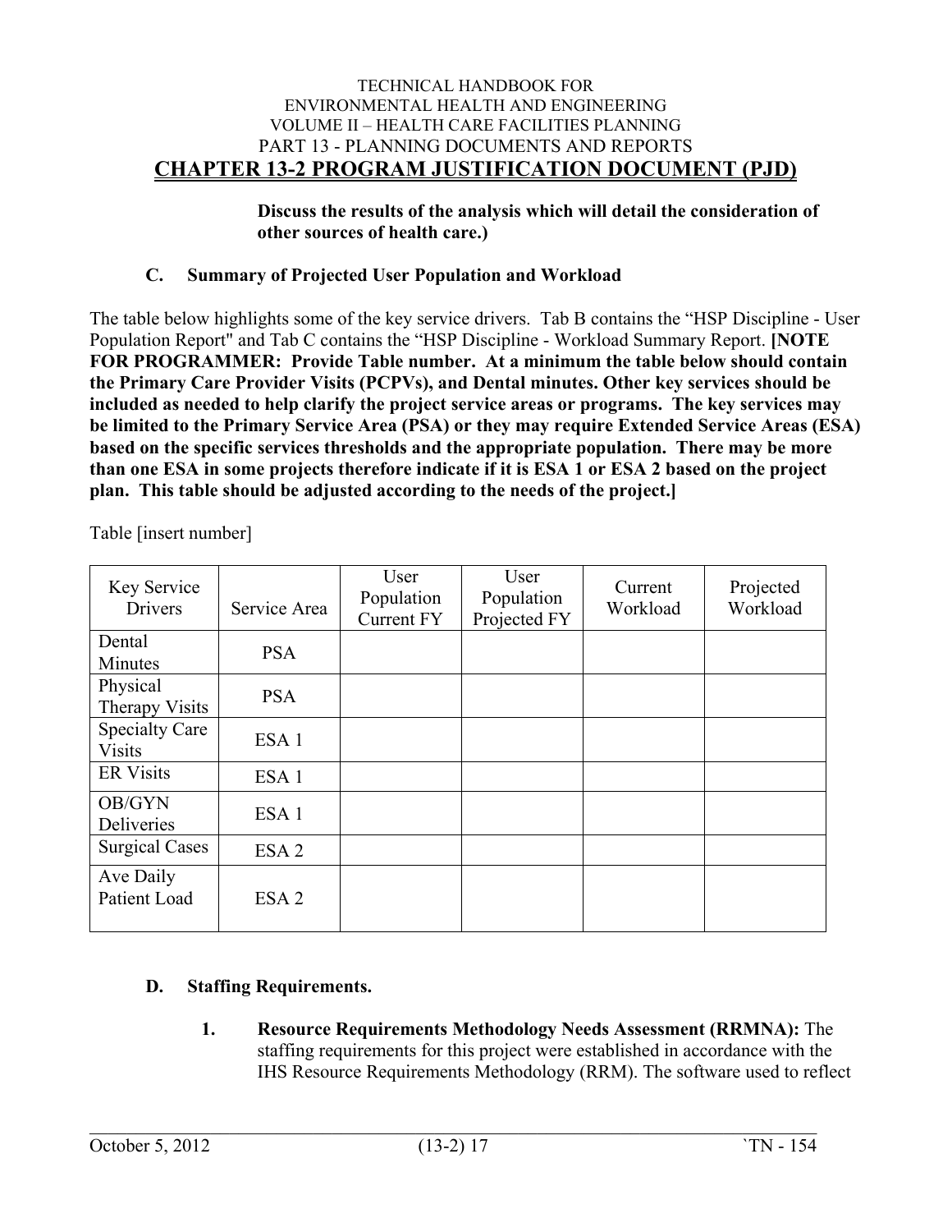**Discuss the results of the analysis which will detail the consideration of other sources of health care.)**

### C. Summary of Projected User Population and Workload

The table below highlights some of the key service drivers. Tab B contains the "HSP Discipline - User Population Report" and Tab C contains the "HSP Discipline - Workload Summary Report. **[NOTE FOR PROGRAMMER: Provide Table number. At a minimum the table below should contain the Primary Care Provider Visits (PCPVs), and Dental minutes. Other key services should be included as needed to help clarify the project service areas or programs. The key services may be limited to the Primary Service Area (PSA) or they may require Extended Service Areas (ESA) based on the specific services thresholds and the appropriate population. There may be more than one ESA in some projects therefore indicate if it is ESA 1 or ESA 2 based on the project plan. This table should be adjusted according to the needs of the project.]**

Table [insert number]

| Key Service Drivers | Service Area | User Population Current FY | User Population Projected FY | Current Workload | Projected Workload |
|---|---|---|---|---|---|
| Dental Minutes | PSA | | | | |
| Physical Therapy Visits | PSA | | | | |
| Specialty Care Visits | ESA 1 | | | | |
| ER Visits | ESA 1 | | | | |
| OB/GYN Deliveries | ESA 1 | | | | |
| Surgical Cases | ESA 2 | | | | |
| Ave Daily Patient Load | ESA 2 | | | | |

### D. Staffing Requirements.

1. **Resource Requirements Methodology Needs Assessment (RRMNA):** The staffing requirements for this project were established in accordance with the IHS Resource Requirements Methodology (RRM). The software used to reflect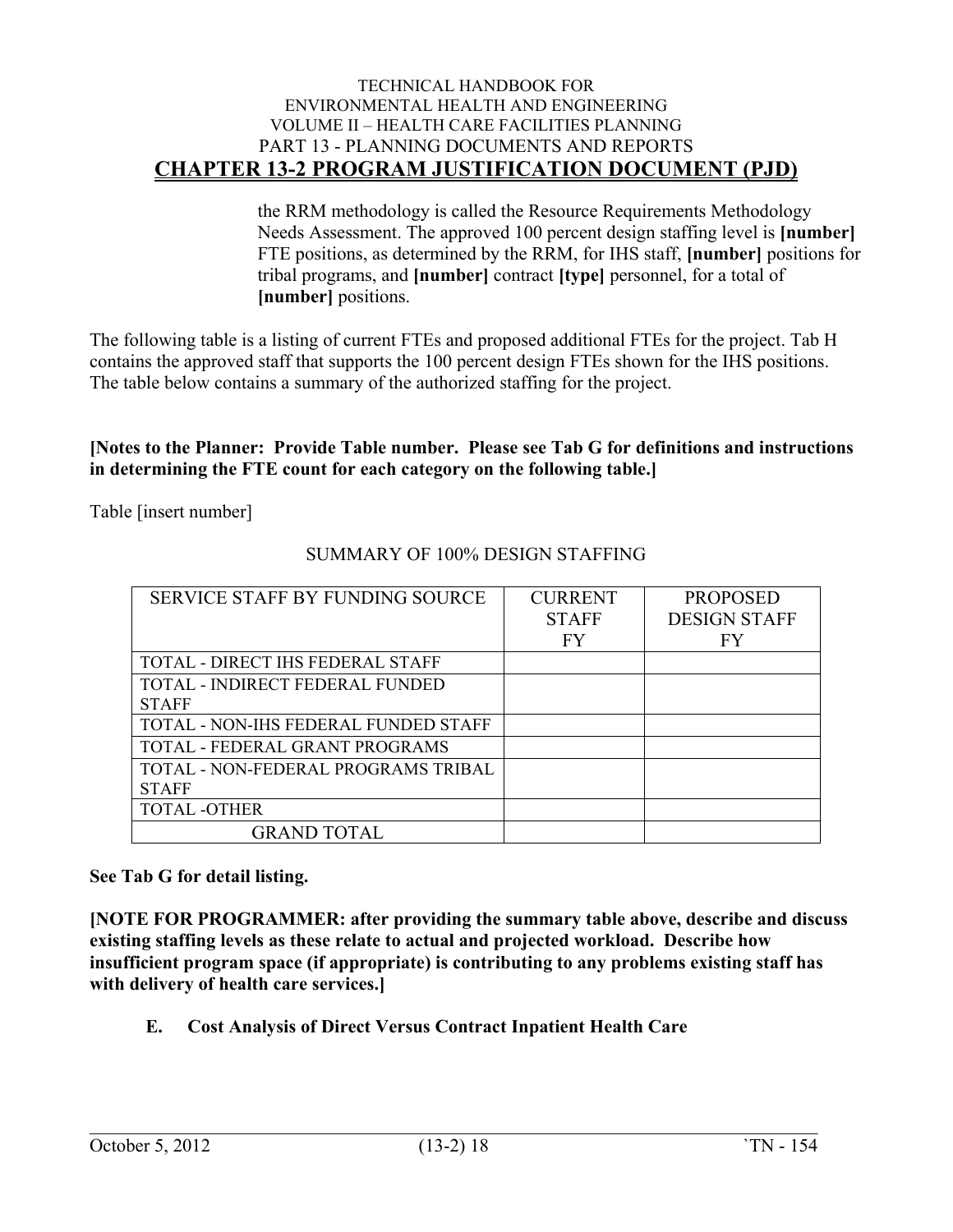the RRM methodology is called the Resource Requirements Methodology Needs Assessment. The approved 100 percent design staffing level is **[number]** FTE positions, as determined by the RRM, for IHS staff, **[number]** positions for tribal programs, and **[number]** contract **[type]** personnel, for a total of **[number]** positions.

The following table is a listing of current FTEs and proposed additional FTEs for the project. Tab H contains the approved staff that supports the 100 percent design FTEs shown for the IHS positions. The table below contains a summary of the authorized staffing for the project.

**[Notes to the Planner: Provide Table number. Please see Tab G for definitions and instructions in determining the FTE count for each category on the following table.]**

Table [insert number]

SUMMARY OF 100% DESIGN STAFFING

| SERVICE STAFF BY FUNDING SOURCE | CURRENT STAFF FY | PROPOSED DESIGN STAFF FY |
|---|---|---|
| TOTAL - DIRECT IHS FEDERAL STAFF | | |
| TOTAL - INDIRECT FEDERAL FUNDED STAFF | | |
| TOTAL - NON-IHS FEDERAL FUNDED STAFF | | |
| TOTAL - FEDERAL GRANT PROGRAMS | | |
| TOTAL - NON-FEDERAL PROGRAMS TRIBAL STAFF | | |
| TOTAL -OTHER | | |
| GRAND TOTAL | | |

**See Tab G for detail listing.**

**[NOTE FOR PROGRAMMER: after providing the summary table above, describe and discuss existing staffing levels as these relate to actual and projected workload. Describe how insufficient program space (if appropriate) is contributing to any problems existing staff has with delivery of health care services.]**

**E. Cost Analysis of Direct Versus Contract Inpatient Health Care**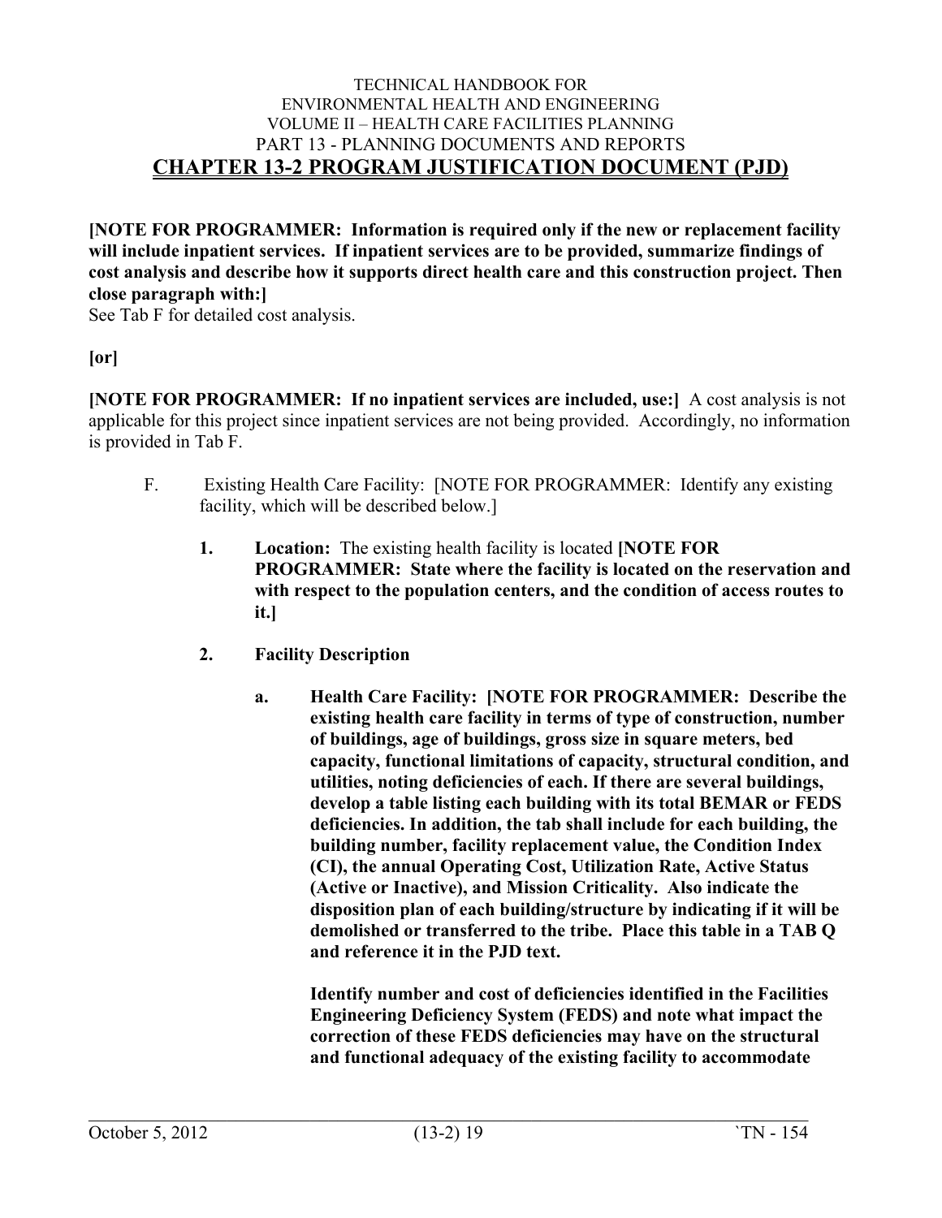**[NOTE FOR PROGRAMMER: Information is required only if the new or replacement facility will include inpatient services. If inpatient services are to be provided, summarize findings of cost analysis and describe how it supports direct health care and this construction project. Then close paragraph with:]**
See Tab F for detailed cost analysis.

**[or]**

**[NOTE FOR PROGRAMMER: If no inpatient services are included, use:]** A cost analysis is not applicable for this project since inpatient services are not being provided. Accordingly, no information is provided in Tab F.

F. Existing Health Care Facility: [NOTE FOR PROGRAMMER: Identify any existing facility, which will be described below.]

1. **Location:** The existing health facility is located **[NOTE FOR PROGRAMMER: State where the facility is located on the reservation and with respect to the population centers, and the condition of access routes to it.]**

2. **Facility Description**

   a. **Health Care Facility: [NOTE FOR PROGRAMMER: Describe the existing health care facility in terms of type of construction, number of buildings, age of buildings, gross size in square meters, bed capacity, functional limitations of capacity, structural condition, and utilities, noting deficiencies of each. If there are several buildings, develop a table listing each building with its total BEMAR or FEDS deficiencies. In addition, the tab shall include for each building, the building number, facility replacement value, the Condition Index (CI), the annual Operating Cost, Utilization Rate, Active Status (Active or Inactive), and Mission Criticality. Also indicate the disposition plan of each building/structure by indicating if it will be demolished or transferred to the tribe. Place this table in a TAB Q and reference it in the PJD text.**

      **Identify number and cost of deficiencies identified in the Facilities Engineering Deficiency System (FEDS) and note what impact the correction of these FEDS deficiencies may have on the structural and functional adequacy of the existing facility to accommodate**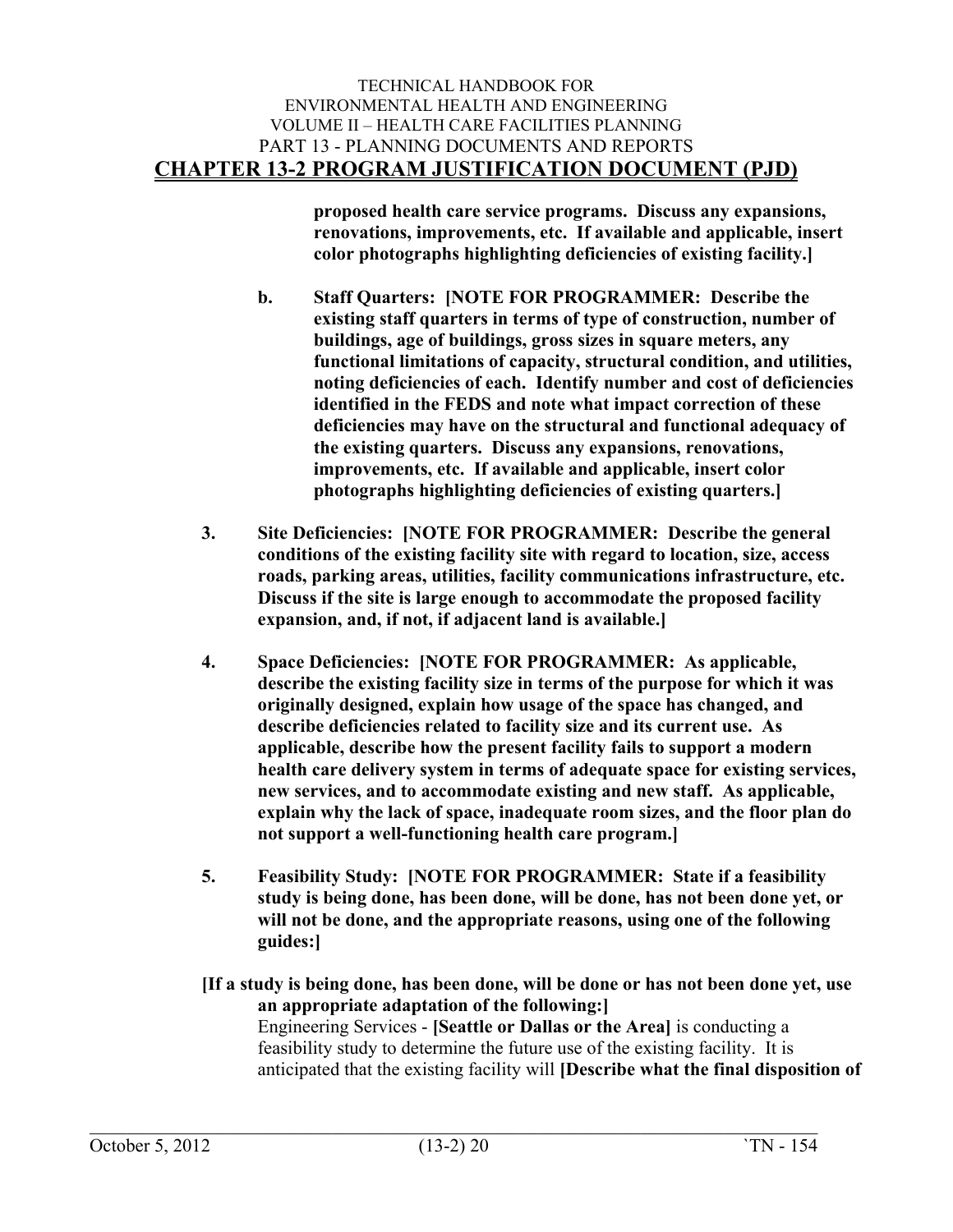**proposed health care service programs. Discuss any expansions, renovations, improvements, etc. If available and applicable, insert color photographs highlighting deficiencies of existing facility.]**

b. **Staff Quarters: [NOTE FOR PROGRAMMER: Describe the existing staff quarters in terms of type of construction, number of buildings, age of buildings, gross sizes in square meters, any functional limitations of capacity, structural condition, and utilities, noting deficiencies of each. Identify number and cost of deficiencies identified in the FEDS and note what impact correction of these deficiencies may have on the structural and functional adequacy of the existing quarters. Discuss any expansions, renovations, improvements, etc. If available and applicable, insert color photographs highlighting deficiencies of existing quarters.]**

3. **Site Deficiencies: [NOTE FOR PROGRAMMER: Describe the general conditions of the existing facility site with regard to location, size, access roads, parking areas, utilities, facility communications infrastructure, etc. Discuss if the site is large enough to accommodate the proposed facility expansion, and, if not, if adjacent land is available.]**

4. **Space Deficiencies: [NOTE FOR PROGRAMMER: As applicable, describe the existing facility size in terms of the purpose for which it was originally designed, explain how usage of the space has changed, and describe deficiencies related to facility size and its current use. As applicable, describe how the present facility fails to support a modern health care delivery system in terms of adequate space for existing services, new services, and to accommodate existing and new staff. As applicable, explain why the lack of space, inadequate room sizes, and the floor plan do not support a well-functioning health care program.]**

5. **Feasibility Study: [NOTE FOR PROGRAMMER: State if a feasibility study is being done, has been done, will be done, has not been done yet, or will not be done, and the appropriate reasons, using one of the following guides:]**

**[If a study is being done, has been done, will be done or has not been done yet, use an appropriate adaptation of the following:]**

Engineering Services - **[Seattle or Dallas or the Area]** is conducting a feasibility study to determine the future use of the existing facility. It is anticipated that the existing facility will **[Describe what the final disposition of**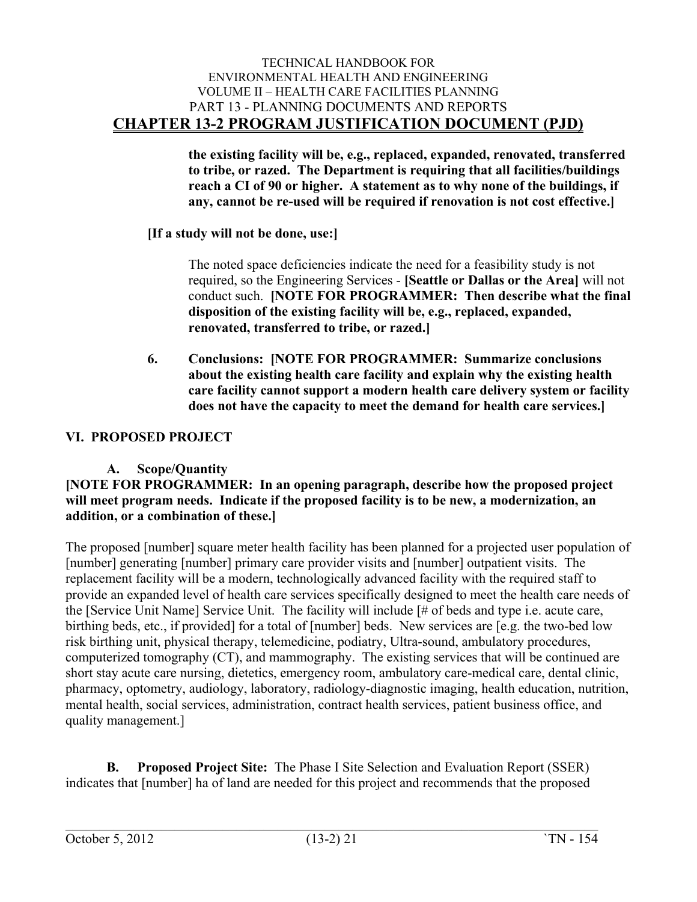**the existing facility will be, e.g., replaced, expanded, renovated, transferred to tribe, or razed. The Department is requiring that all facilities/buildings reach a CI of 90 or higher. A statement as to why none of the buildings, if any, cannot be re-used will be required if renovation is not cost effective.]**

**[If a study will not be done, use:]**

The noted space deficiencies indicate the need for a feasibility study is not required, so the Engineering Services - **[Seattle or Dallas or the Area]** will not conduct such. **[NOTE FOR PROGRAMMER: Then describe what the final disposition of the existing facility will be, e.g., replaced, expanded, renovated, transferred to tribe, or razed.]**

6. **Conclusions: [NOTE FOR PROGRAMMER: Summarize conclusions about the existing health care facility and explain why the existing health care facility cannot support a modern health care delivery system or facility does not have the capacity to meet the demand for health care services.]**

## VI. PROPOSED PROJECT

### A. Scope/Quantity

**[NOTE FOR PROGRAMMER: In an opening paragraph, describe how the proposed project will meet program needs. Indicate if the proposed facility is to be new, a modernization, an addition, or a combination of these.]**

The proposed [number] square meter health facility has been planned for a projected user population of [number] generating [number] primary care provider visits and [number] outpatient visits. The replacement facility will be a modern, technologically advanced facility with the required staff to provide an expanded level of health care services specifically designed to meet the health care needs of the [Service Unit Name] Service Unit. The facility will include [# of beds and type i.e. acute care, birthing beds, etc., if provided] for a total of [number] beds. New services are [e.g. the two-bed low risk birthing unit, physical therapy, telemedicine, podiatry, Ultra-sound, ambulatory procedures, computerized tomography (CT), and mammography. The existing services that will be continued are short stay acute care nursing, dietetics, emergency room, ambulatory care-medical care, dental clinic, pharmacy, optometry, audiology, laboratory, radiology-diagnostic imaging, health education, nutrition, mental health, social services, administration, contract health services, patient business office, and quality management.]

**B. Proposed Project Site:** The Phase I Site Selection and Evaluation Report (SSER) indicates that [number] ha of land are needed for this project and recommends that the proposed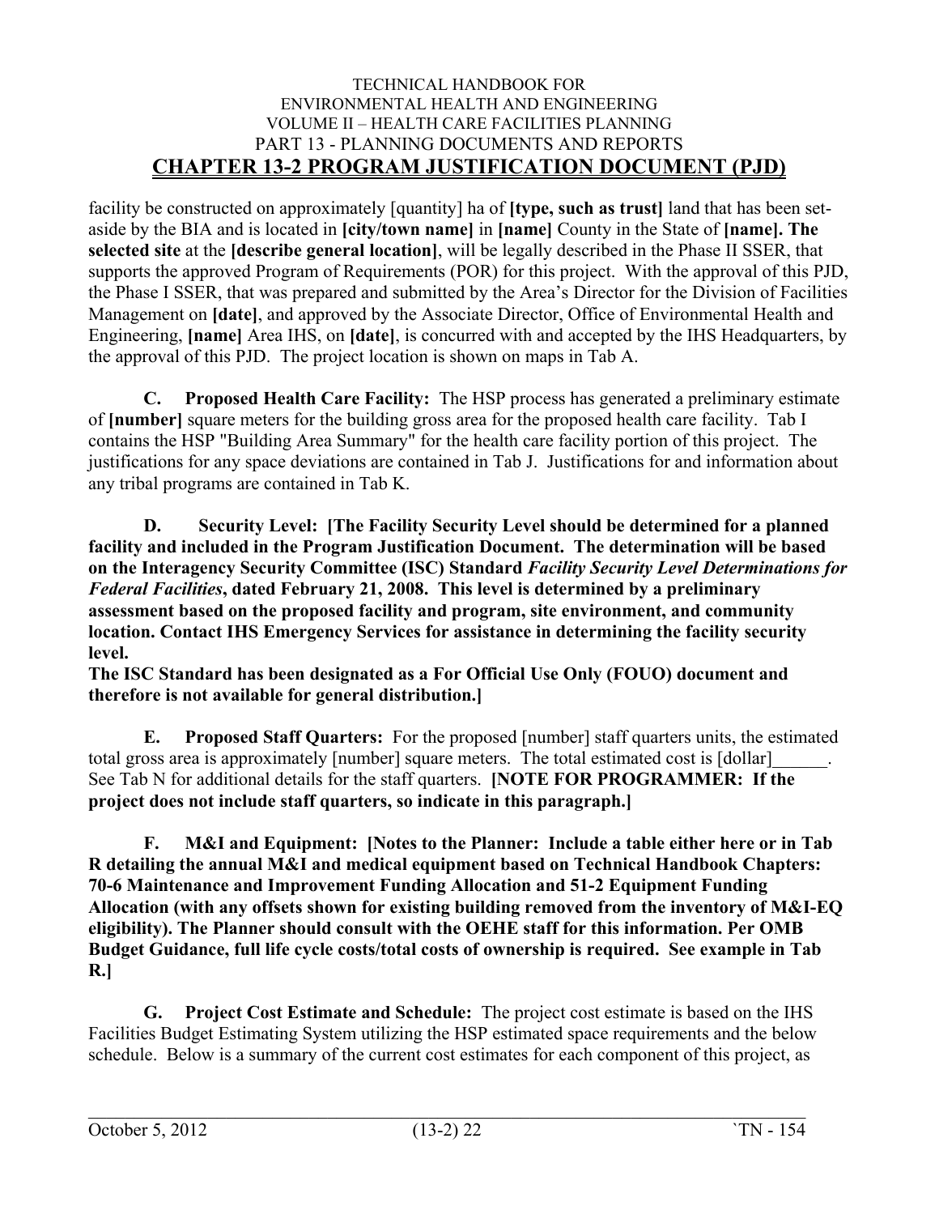facility be constructed on approximately [quantity] ha of **[type, such as trust]** land that has been set-aside by the BIA and is located in **[city/town name]** in **[name]** County in the State of **[name]. The selected site** at the **[describe general location]**, will be legally described in the Phase II SSER, that supports the approved Program of Requirements (POR) for this project. With the approval of this PJD, the Phase I SSER, that was prepared and submitted by the Area's Director for the Division of Facilities Management on **[date]**, and approved by the Associate Director, Office of Environmental Health and Engineering, **[name]** Area IHS, on **[date]**, is concurred with and accepted by the IHS Headquarters, by the approval of this PJD. The project location is shown on maps in Tab A.

**C. Proposed Health Care Facility:** The HSP process has generated a preliminary estimate of **[number]** square meters for the building gross area for the proposed health care facility. Tab I contains the HSP "Building Area Summary" for the health care facility portion of this project. The justifications for any space deviations are contained in Tab J. Justifications for and information about any tribal programs are contained in Tab K.

**D. Security Level: [The Facility Security Level should be determined for a planned facility and included in the Program Justification Document. The determination will be based on the Interagency Security Committee (ISC) Standard *Facility Security Level Determinations for Federal Facilities*, dated February 21, 2008. This level is determined by a preliminary assessment based on the proposed facility and program, site environment, and community location. Contact IHS Emergency Services for assistance in determining the facility security level.**
**The ISC Standard has been designated as a For Official Use Only (FOUO) document and therefore is not available for general distribution.]**

**E. Proposed Staff Quarters:** For the proposed [number] staff quarters units, the estimated total gross area is approximately [number] square meters. The total estimated cost is [dollar]______. See Tab N for additional details for the staff quarters. **[NOTE FOR PROGRAMMER: If the project does not include staff quarters, so indicate in this paragraph.]**

**F. M&I and Equipment: [Notes to the Planner: Include a table either here or in Tab R detailing the annual M&I and medical equipment based on Technical Handbook Chapters: 70-6 Maintenance and Improvement Funding Allocation and 51-2 Equipment Funding Allocation (with any offsets shown for existing building removed from the inventory of M&I-EQ eligibility). The Planner should consult with the OEHE staff for this information. Per OMB Budget Guidance, full life cycle costs/total costs of ownership is required. See example in Tab R.]**

**G. Project Cost Estimate and Schedule:** The project cost estimate is based on the IHS Facilities Budget Estimating System utilizing the HSP estimated space requirements and the below schedule. Below is a summary of the current cost estimates for each component of this project, as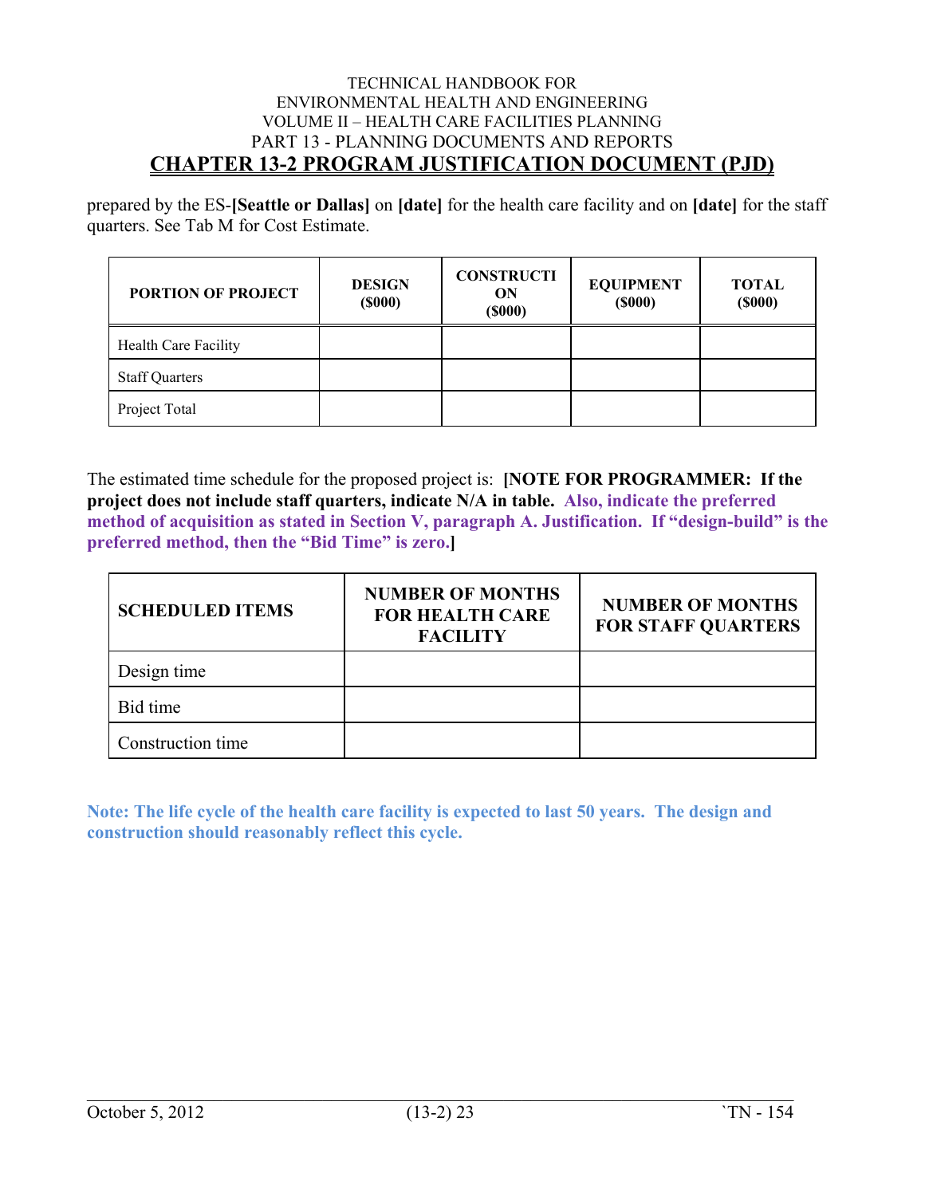prepared by the ES-**[Seattle or Dallas]** on **[date]** for the health care facility and on **[date]** for the staff quarters. See Tab M for Cost Estimate.

| PORTION OF PROJECT | DESIGN ($000) | CONSTRUCTION ($000) | EQUIPMENT ($000) | TOTAL ($000) |
|---|---|---|---|---|
| Health Care Facility | | | | |
| Staff Quarters | | | | |
| Project Total | | | | |

The estimated time schedule for the proposed project is: **[NOTE FOR PROGRAMMER: If the project does not include staff quarters, indicate N/A in table. Also, indicate the preferred method of acquisition as stated in Section V, paragraph A. Justification. If "design-build" is the preferred method, then the "Bid Time" is zero.]**

| SCHEDULED ITEMS | NUMBER OF MONTHS FOR HEALTH CARE FACILITY | NUMBER OF MONTHS FOR STAFF QUARTERS |
|---|---|---|
| Design time | | |
| Bid time | | |
| Construction time | | |

**Note: The life cycle of the health care facility is expected to last 50 years. The design and construction should reasonably reflect this cycle.**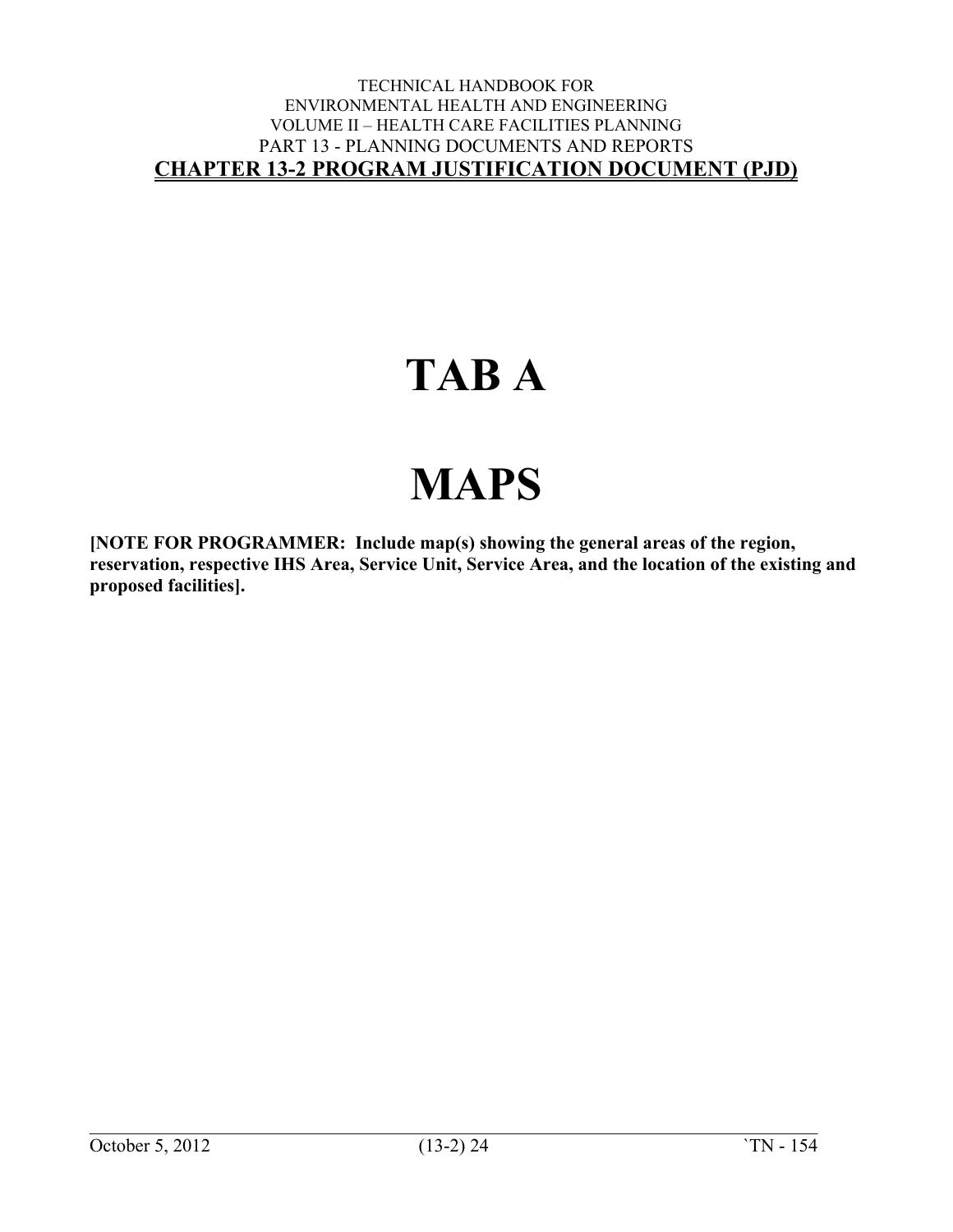# TAB A

# MAPS

**[NOTE FOR PROGRAMMER: Include map(s) showing the general areas of the region, reservation, respective IHS Area, Service Unit, Service Area, and the location of the existing and proposed facilities].**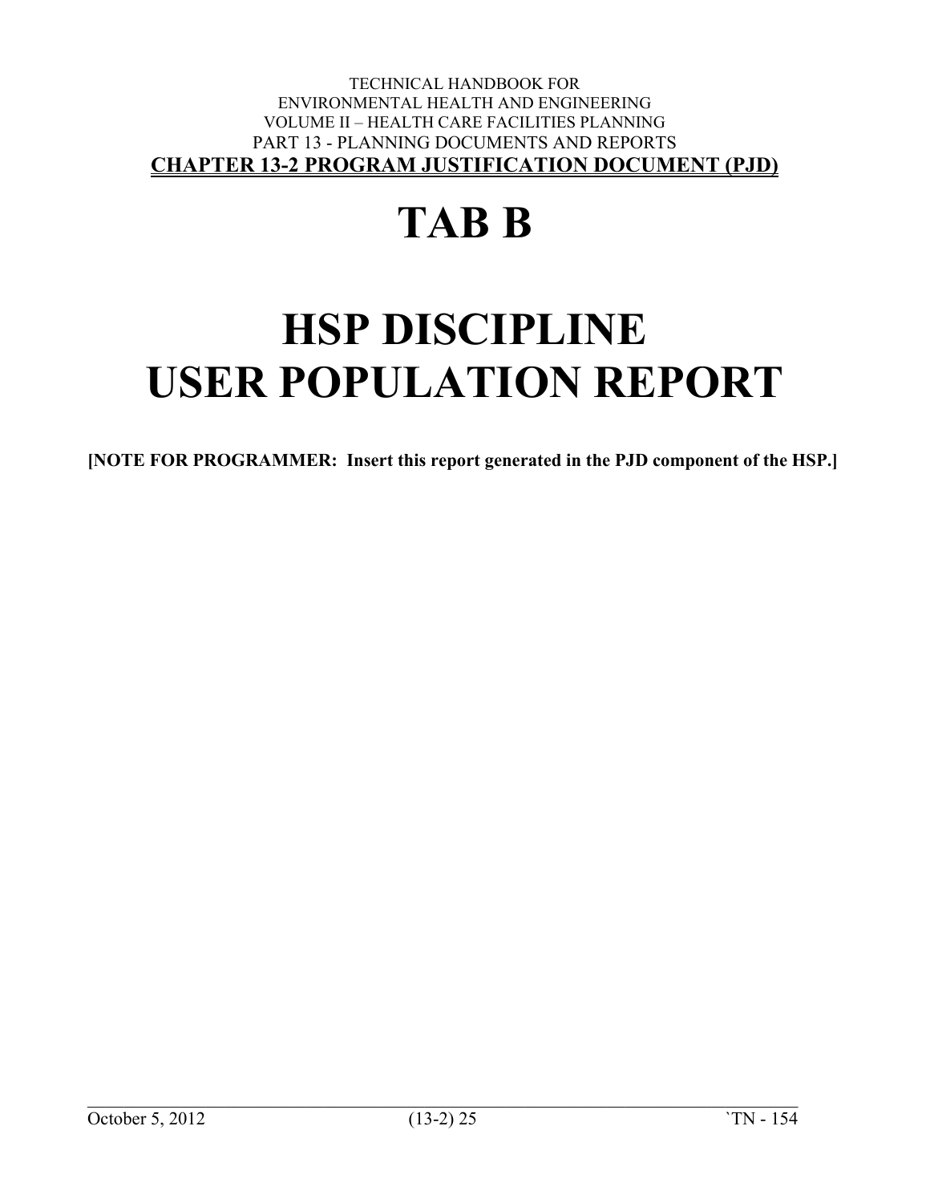# TAB B

# HSP DISCIPLINE USER POPULATION REPORT

**[NOTE FOR PROGRAMMER: Insert this report generated in the PJD component of the HSP.]**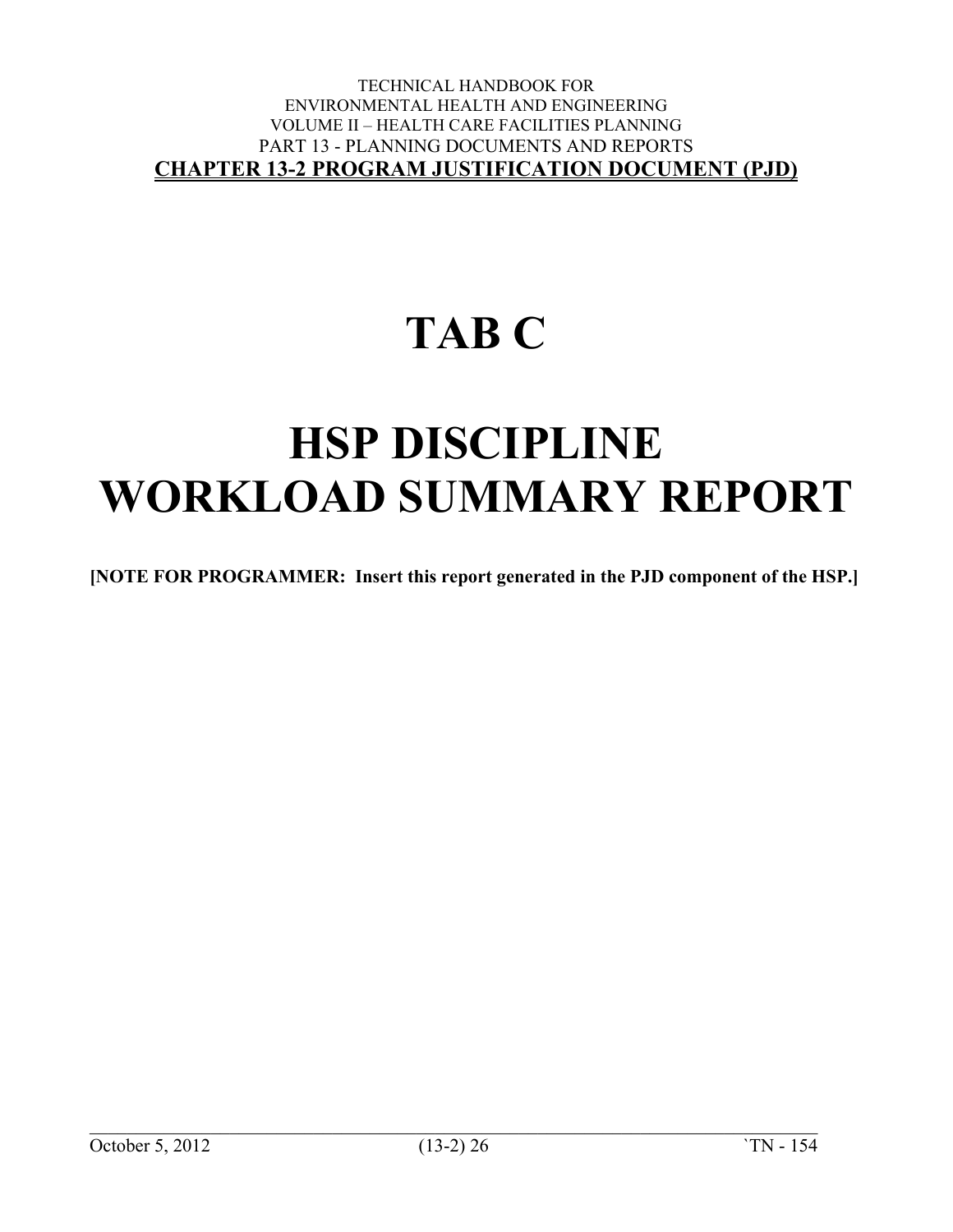# TAB C

# HSP DISCIPLINE WORKLOAD SUMMARY REPORT

**[NOTE FOR PROGRAMMER: Insert this report generated in the PJD component of the HSP.]**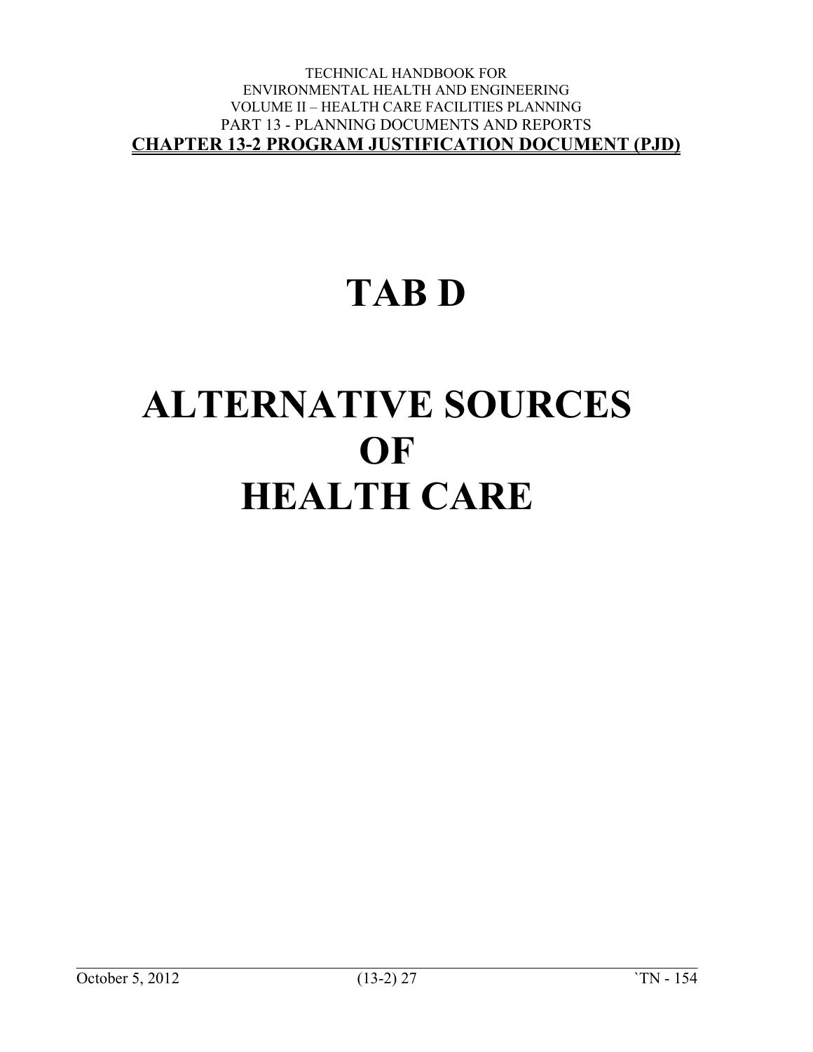# TAB D

# ALTERNATIVE SOURCES OF HEALTH CARE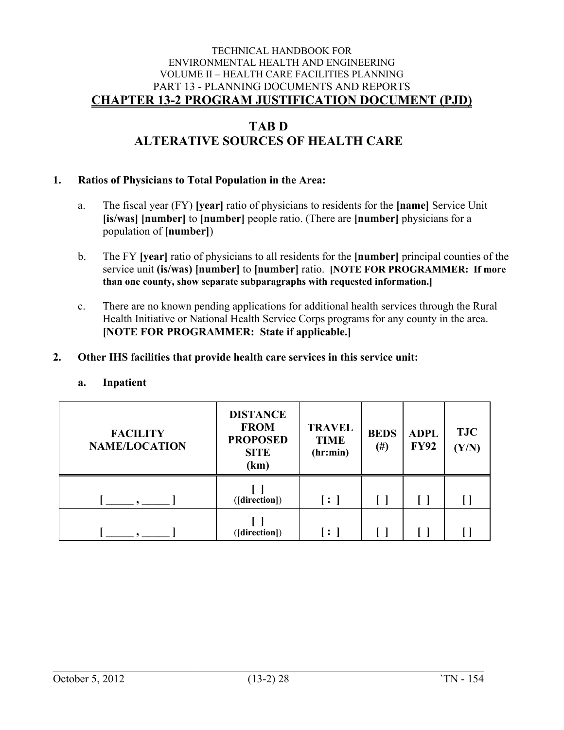TECHNICAL HANDBOOK FOR
ENVIRONMENTAL HEALTH AND ENGINEERING
VOLUME II – HEALTH CARE FACILITIES PLANNING
PART 13 - PLANNING DOCUMENTS AND REPORTS

# CHAPTER 13-2 PROGRAM JUSTIFICATION DOCUMENT (PJD)

## TAB D
## ALTERATIVE SOURCES OF HEALTH CARE

**1. Ratios of Physicians to Total Population in the Area:**

a. The fiscal year (FY) **[year]** ratio of physicians to residents for the **[name]** Service Unit **[is/was] [number]** to **[number]** people ratio. (There are **[number]** physicians for a population of **[number]**)

b. The FY **[year]** ratio of physicians to all residents for the **[number]** principal counties of the service unit **(is/was) [number]** to **[number]** ratio. **[NOTE FOR PROGRAMMER: If more than one county, show separate subparagraphs with requested information.]**

c. There are no known pending applications for additional health services through the Rural Health Initiative or National Health Service Corps programs for any county in the area. **[NOTE FOR PROGRAMMER: State if applicable.]**

**2. Other IHS facilities that provide health care services in this service unit:**

**a. Inpatient**

| FACILITY NAME/LOCATION | DISTANCE FROM PROPOSED SITE (km) | TRAVEL TIME (hr:min) | BEDS (#) | ADPL FY92 | TJC (Y/N) |
|---|---|---|---|---|---|
| [ _____ , _____ ] | [ ] ([direction]) | [ : ] | [ ] | [ ] | [ ] |
| [ _____ , _____ ] | [ ] ([direction]) | [ : ] | [ ] | [ ] | [ ] |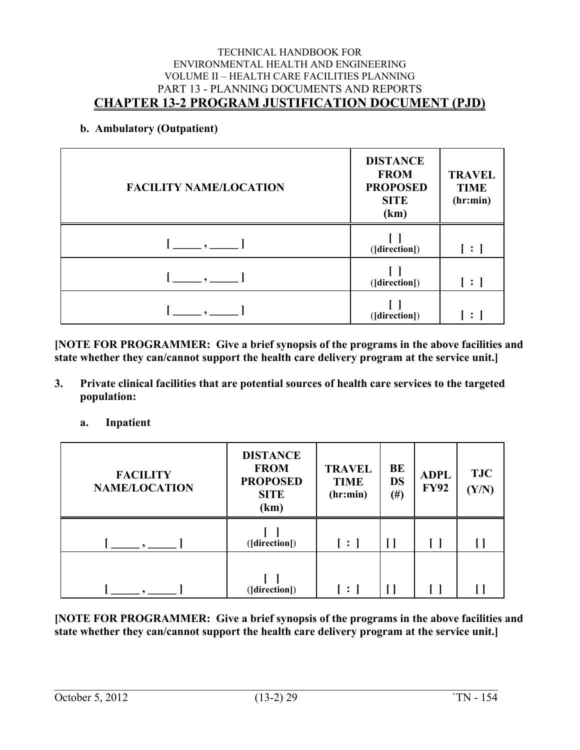**b. Ambulatory (Outpatient)**

| FACILITY NAME/LOCATION | DISTANCE FROM PROPOSED SITE (km) | TRAVEL TIME (hr:min) |
|---|---|---|
| [ _____ , _____ ] | [ ] ([direction]) | [ : ] |
| [ _____ , _____ ] | [ ] ([direction]) | [ : ] |
| [ _____ , _____ ] | [ ] ([direction]) | [ : ] |

**[NOTE FOR PROGRAMMER: Give a brief synopsis of the programs in the above facilities and state whether they can/cannot support the health care delivery program at the service unit.]**

3. **Private clinical facilities that are potential sources of health care services to the targeted population:**

   a. **Inpatient**

| FACILITY NAME/LOCATION | DISTANCE FROM PROPOSED SITE (km) | TRAVEL TIME (hr:min) | BEDS (#) | ADPL FY92 | TJC (Y/N) |
|---|---|---|---|---|---|
| [ _____ , _____ ] | [ ] ([direction]) | [ : ] | [ ] | [ ] | [ ] |
| [ _____ , _____ ] | [ ] ([direction]) | [ : ] | [ ] | [ ] | [ ] |

**[NOTE FOR PROGRAMMER: Give a brief synopsis of the programs in the above facilities and state whether they can/cannot support the health care delivery program at the service unit.]**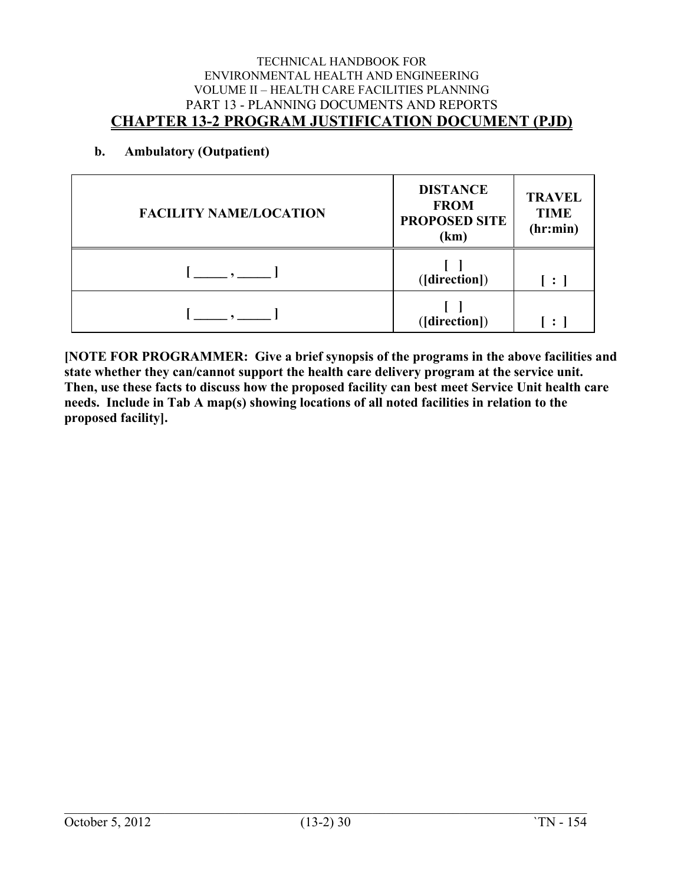**b. Ambulatory (Outpatient)**

| FACILITY NAME/LOCATION | DISTANCE FROM PROPOSED SITE (km) | TRAVEL TIME (hr:min) |
|---|---|---|
| [ _____ , _____ ] | [ ] ([direction]) | [ : ] |
| [ _____ , _____ ] | [ ] ([direction]) | [ : ] |

**[NOTE FOR PROGRAMMER: Give a brief synopsis of the programs in the above facilities and state whether they can/cannot support the health care delivery program at the service unit. Then, use these facts to discuss how the proposed facility can best meet Service Unit health care needs. Include in Tab A map(s) showing locations of all noted facilities in relation to the proposed facility].**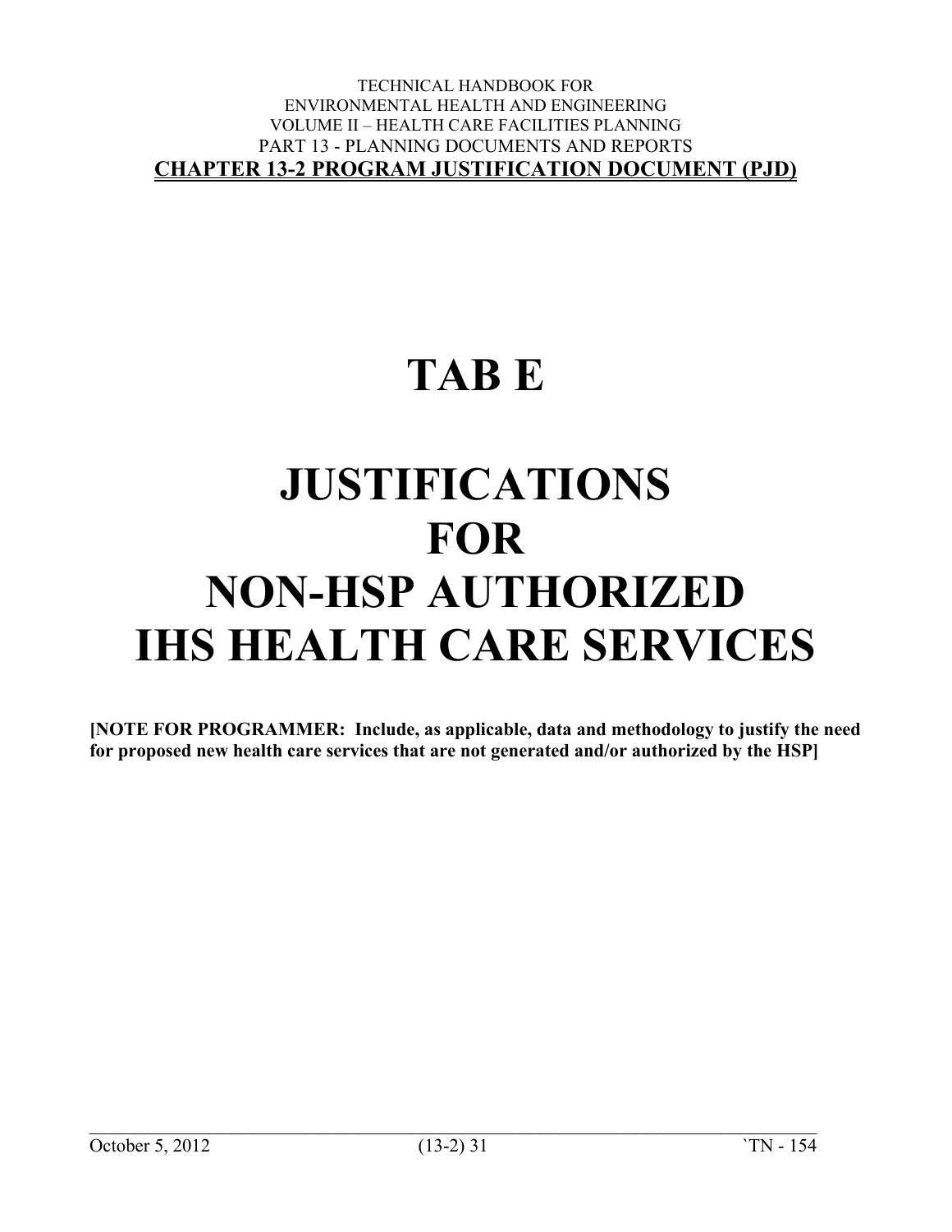# TAB E

# JUSTIFICATIONS FOR NON-HSP AUTHORIZED IHS HEALTH CARE SERVICES

**[NOTE FOR PROGRAMMER: Include, as applicable, data and methodology to justify the need for proposed new health care services that are not generated and/or authorized by the HSP]**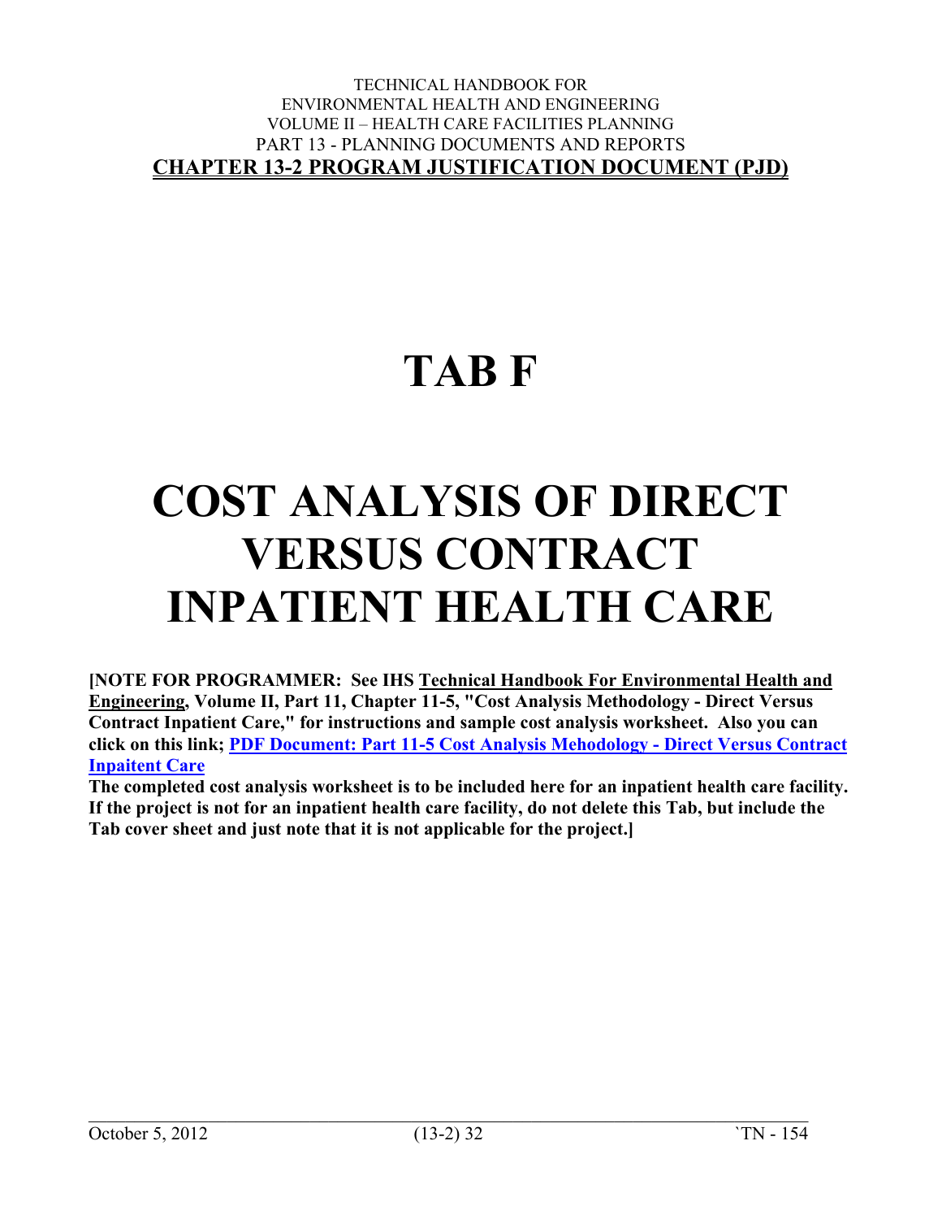# TAB F

# COST ANALYSIS OF DIRECT VERSUS CONTRACT INPATIENT HEALTH CARE

**[NOTE FOR PROGRAMMER: See IHS Technical Handbook For Environmental Health and Engineering, Volume II, Part 11, Chapter 11-5, "Cost Analysis Methodology - Direct Versus Contract Inpatient Care," for instructions and sample cost analysis worksheet. Also you can click on this link; [PDF Document: Part 11-5 Cost Analysis Mehodology - Direct Versus Contract Inpaitent Care]()**

**The completed cost analysis worksheet is to be included here for an inpatient health care facility. If the project is not for an inpatient health care facility, do not delete this Tab, but include the Tab cover sheet and just note that it is not applicable for the project.]**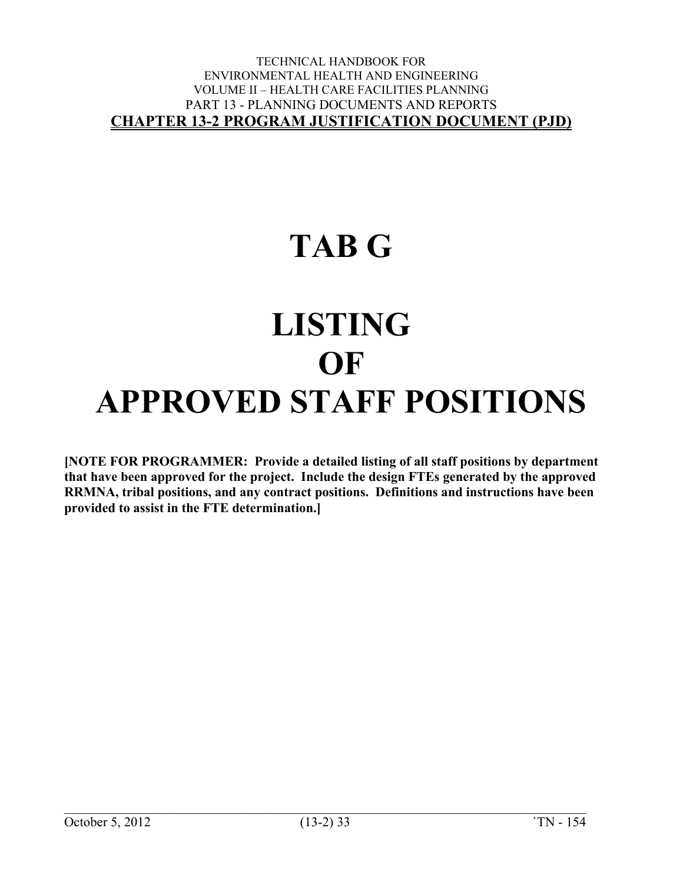# TAB G

# LISTING OF APPROVED STAFF POSITIONS

**[NOTE FOR PROGRAMMER: Provide a detailed listing of all staff positions by department that have been approved for the project. Include the design FTEs generated by the approved RRMNA, tribal positions, and any contract positions. Definitions and instructions have been provided to assist in the FTE determination.]**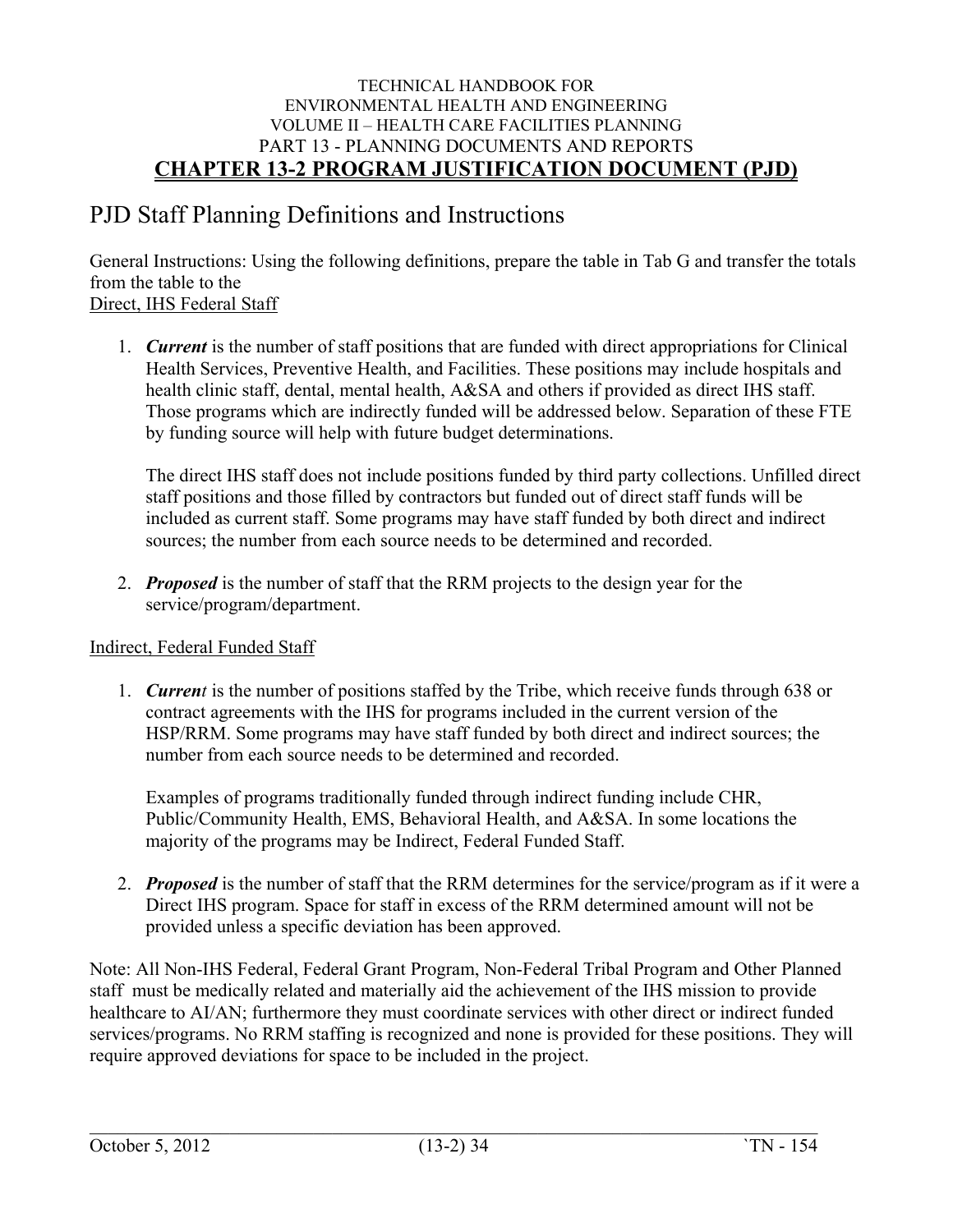# PJD Staff Planning Definitions and Instructions

General Instructions: Using the following definitions, prepare the table in Tab G and transfer the totals from the table to the

Direct, IHS Federal Staff

1. ***Current*** is the number of staff positions that are funded with direct appropriations for Clinical Health Services, Preventive Health, and Facilities. These positions may include hospitals and health clinic staff, dental, mental health, A&SA and others if provided as direct IHS staff. Those programs which are indirectly funded will be addressed below. Separation of these FTE by funding source will help with future budget determinations.

   The direct IHS staff does not include positions funded by third party collections. Unfilled direct staff positions and those filled by contractors but funded out of direct staff funds will be included as current staff. Some programs may have staff funded by both direct and indirect sources; the number from each source needs to be determined and recorded.

2. ***Proposed*** is the number of staff that the RRM projects to the design year for the service/program/department.

Indirect, Federal Funded Staff

1. ***Current*** is the number of positions staffed by the Tribe, which receive funds through 638 or contract agreements with the IHS for programs included in the current version of the HSP/RRM. Some programs may have staff funded by both direct and indirect sources; the number from each source needs to be determined and recorded.

   Examples of programs traditionally funded through indirect funding include CHR, Public/Community Health, EMS, Behavioral Health, and A&SA. In some locations the majority of the programs may be Indirect, Federal Funded Staff.

2. ***Proposed*** is the number of staff that the RRM determines for the service/program as if it were a Direct IHS program. Space for staff in excess of the RRM determined amount will not be provided unless a specific deviation has been approved.

Note: All Non-IHS Federal, Federal Grant Program, Non-Federal Tribal Program and Other Planned staff must be medically related and materially aid the achievement of the IHS mission to provide healthcare to AI/AN; furthermore they must coordinate services with other direct or indirect funded services/programs. No RRM staffing is recognized and none is provided for these positions. They will require approved deviations for space to be included in the project.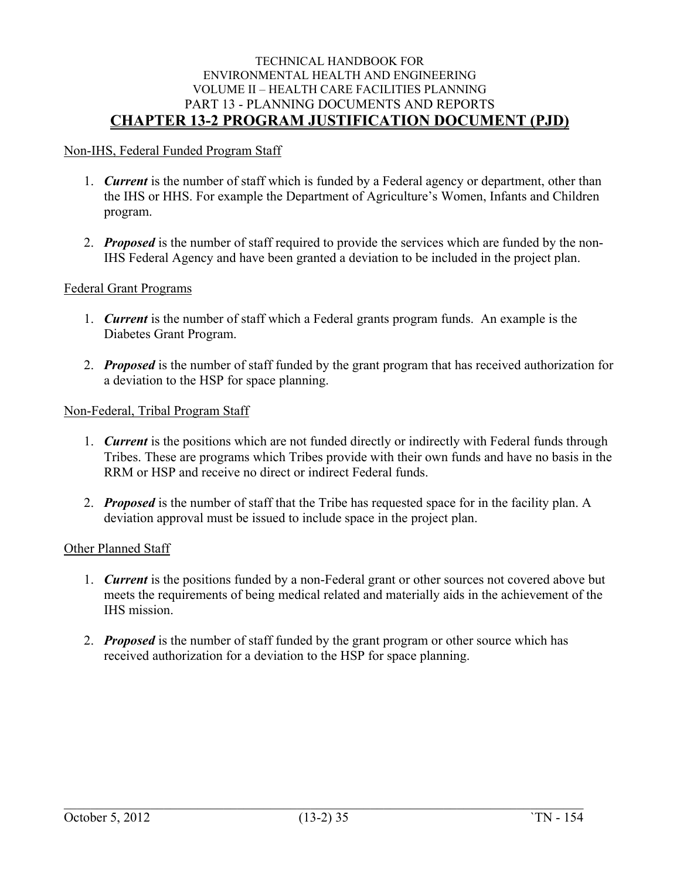Non-IHS, Federal Funded Program Staff

1. ***Current*** is the number of staff which is funded by a Federal agency or department, other than the IHS or HHS. For example the Department of Agriculture's Women, Infants and Children program.

2. ***Proposed*** is the number of staff required to provide the services which are funded by the non-IHS Federal Agency and have been granted a deviation to be included in the project plan.

Federal Grant Programs

1. ***Current*** is the number of staff which a Federal grants program funds. An example is the Diabetes Grant Program.

2. ***Proposed*** is the number of staff funded by the grant program that has received authorization for a deviation to the HSP for space planning.

Non-Federal, Tribal Program Staff

1. ***Current*** is the positions which are not funded directly or indirectly with Federal funds through Tribes. These are programs which Tribes provide with their own funds and have no basis in the RRM or HSP and receive no direct or indirect Federal funds.

2. ***Proposed*** is the number of staff that the Tribe has requested space for in the facility plan. A deviation approval must be issued to include space in the project plan.

Other Planned Staff

1. ***Current*** is the positions funded by a non-Federal grant or other sources not covered above but meets the requirements of being medical related and materially aids in the achievement of the IHS mission.

2. ***Proposed*** is the number of staff funded by the grant program or other source which has received authorization for a deviation to the HSP for space planning.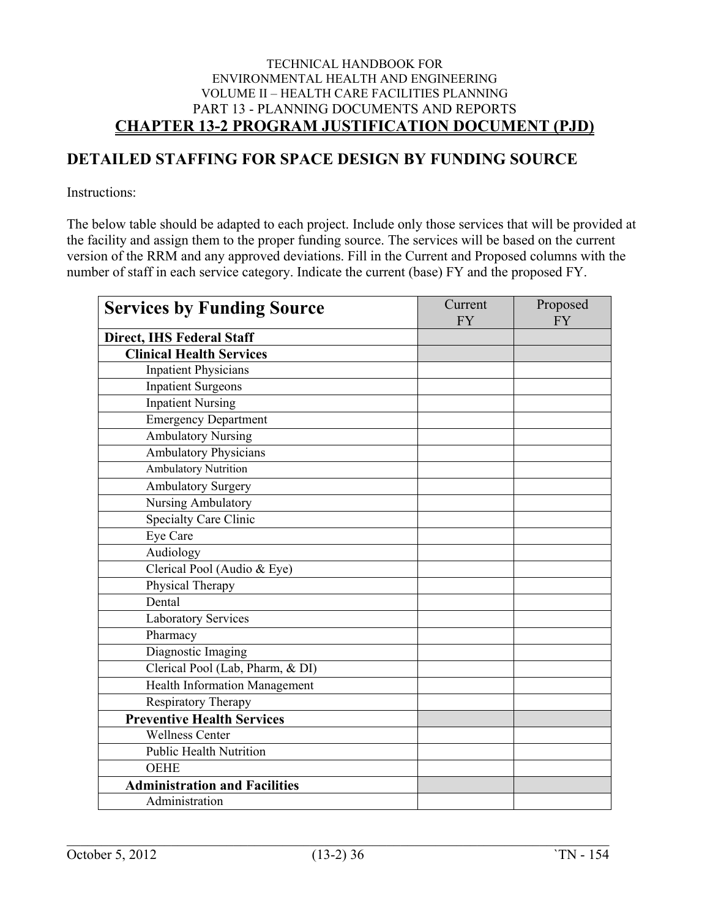## DETAILED STAFFING FOR SPACE DESIGN BY FUNDING SOURCE

Instructions:

The below table should be adapted to each project. Include only those services that will be provided at the facility and assign them to the proper funding source. The services will be based on the current version of the RRM and any approved deviations. Fill in the Current and Proposed columns with the number of staff in each service category. Indicate the current (base) FY and the proposed FY.

| **Services by Funding Source** | Current FY | Proposed FY |
|---|---|---|
| **Direct, IHS Federal Staff** | | |
| **Clinical Health Services** | | |
| Inpatient Physicians | | |
| Inpatient Surgeons | | |
| Inpatient Nursing | | |
| Emergency Department | | |
| Ambulatory Nursing | | |
| Ambulatory Physicians | | |
| Ambulatory Nutrition | | |
| Ambulatory Surgery | | |
| Nursing Ambulatory | | |
| Specialty Care Clinic | | |
| Eye Care | | |
| Audiology | | |
| Clerical Pool (Audio & Eye) | | |
| Physical Therapy | | |
| Dental | | |
| Laboratory Services | | |
| Pharmacy | | |
| Diagnostic Imaging | | |
| Clerical Pool (Lab, Pharm, & DI) | | |
| Health Information Management | | |
| Respiratory Therapy | | |
| **Preventive Health Services** | | |
| Wellness Center | | |
| Public Health Nutrition | | |
| OEHE | | |
| **Administration and Facilities** | | |
| Administration | | |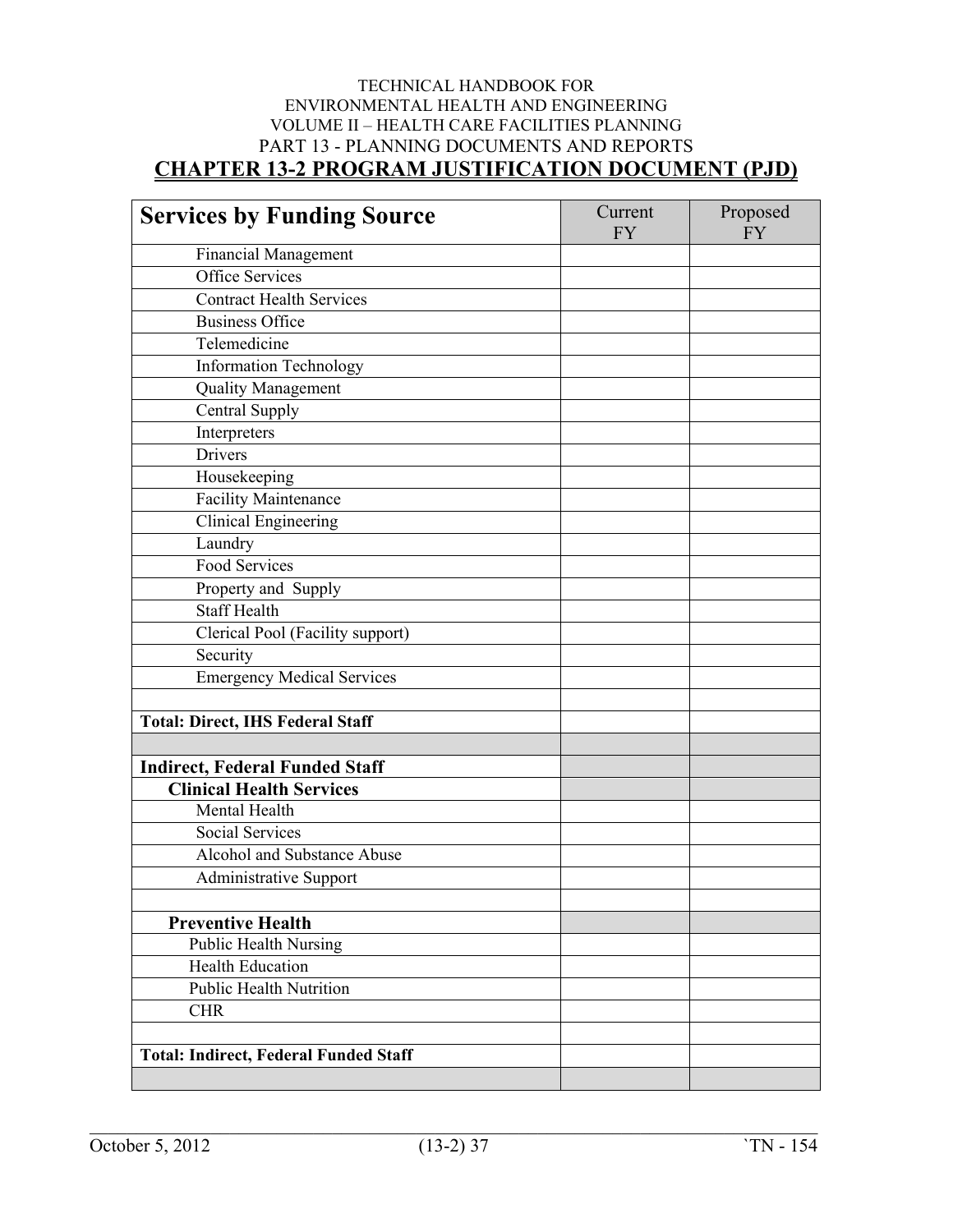| Services by Funding Source | Current FY | Proposed FY |
|---|---|---|
| Financial Management | | |
| Office Services | | |
| Contract Health Services | | |
| Business Office | | |
| Telemedicine | | |
| Information Technology | | |
| Quality Management | | |
| Central Supply | | |
| Interpreters | | |
| Drivers | | |
| Housekeeping | | |
| Facility Maintenance | | |
| Clinical Engineering | | |
| Laundry | | |
| Food Services | | |
| Property and Supply | | |
| Staff Health | | |
| Clerical Pool (Facility support) | | |
| Security | | |
| Emergency Medical Services | | |
| | | |
| **Total: Direct, IHS Federal Staff** | | |
| | | |
| **Indirect, Federal Funded Staff** | | |
| **Clinical Health Services** | | |
| Mental Health | | |
| Social Services | | |
| Alcohol and Substance Abuse | | |
| Administrative Support | | |
| | | |
| **Preventive Health** | | |
| Public Health Nursing | | |
| Health Education | | |
| Public Health Nutrition | | |
| CHR | | |
| | | |
| **Total: Indirect, Federal Funded Staff** | | |
| | | |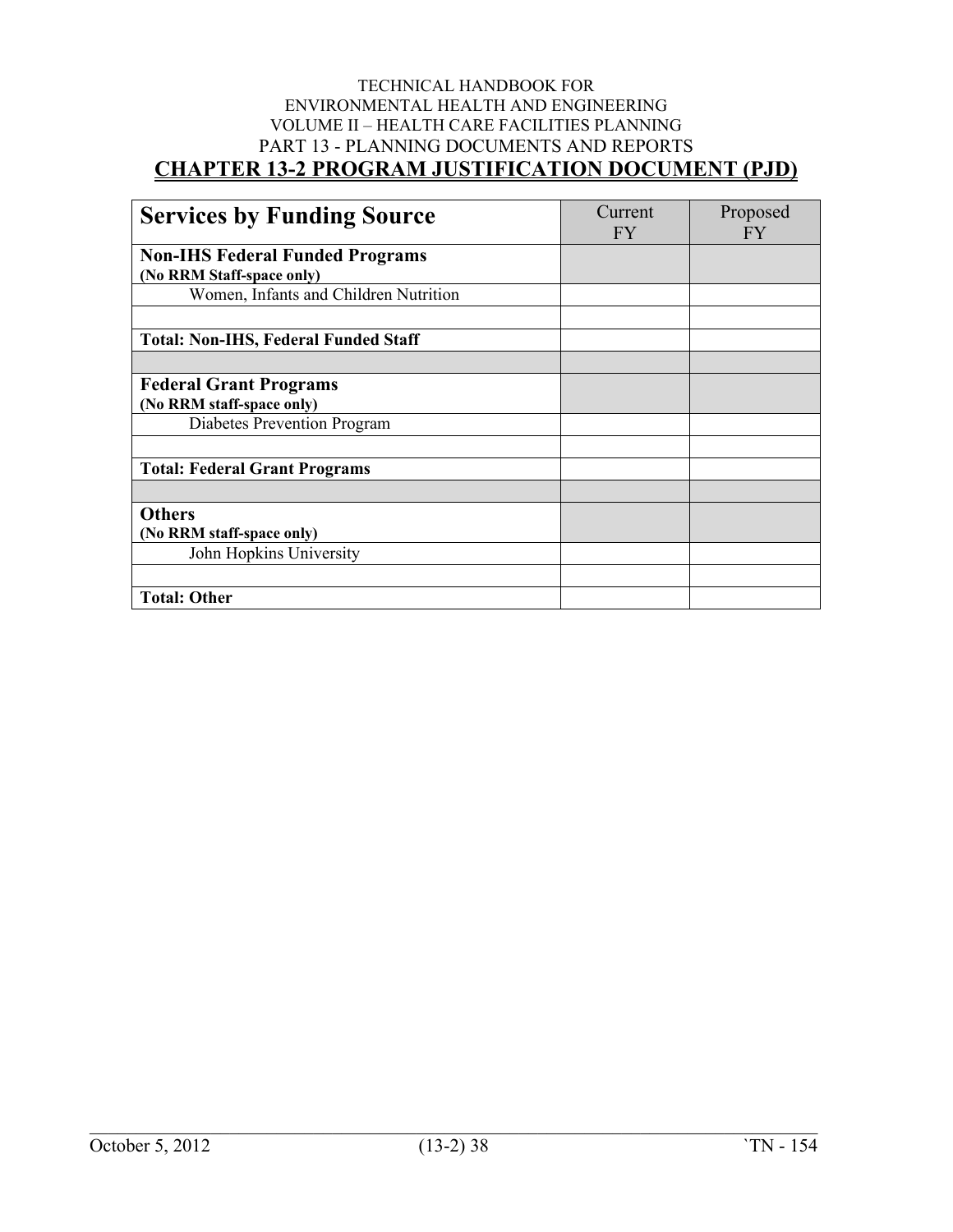| Services by Funding Source | Current FY | Proposed FY |
|---|---|---|
| **Non-IHS Federal Funded Programs** **(No RRM Staff-space only)** | | |
| Women, Infants and Children Nutrition | | |
| | | |
| **Total: Non-IHS, Federal Funded Staff** | | |
| | | |
| **Federal Grant Programs** **(No RRM staff-space only)** | | |
| Diabetes Prevention Program | | |
| | | |
| **Total: Federal Grant Programs** | | |
| | | |
| **Others** **(No RRM staff-space only)** | | |
| John Hopkins University | | |
| | | |
| **Total: Other** | | |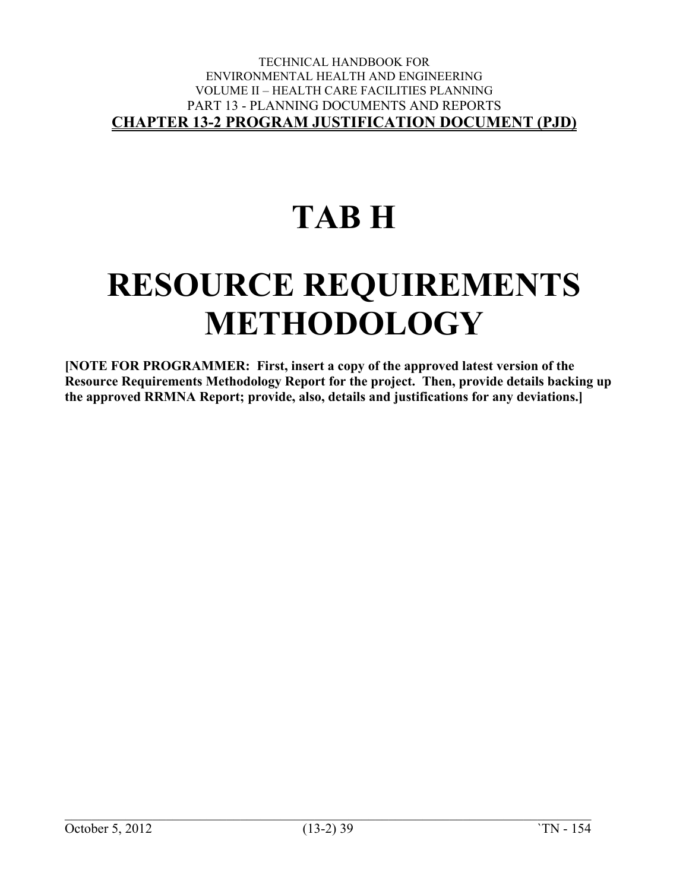# TAB H

# RESOURCE REQUIREMENTS METHODOLOGY

**[NOTE FOR PROGRAMMER: First, insert a copy of the approved latest version of the Resource Requirements Methodology Report for the project. Then, provide details backing up the approved RRMNA Report; provide, also, details and justifications for any deviations.]**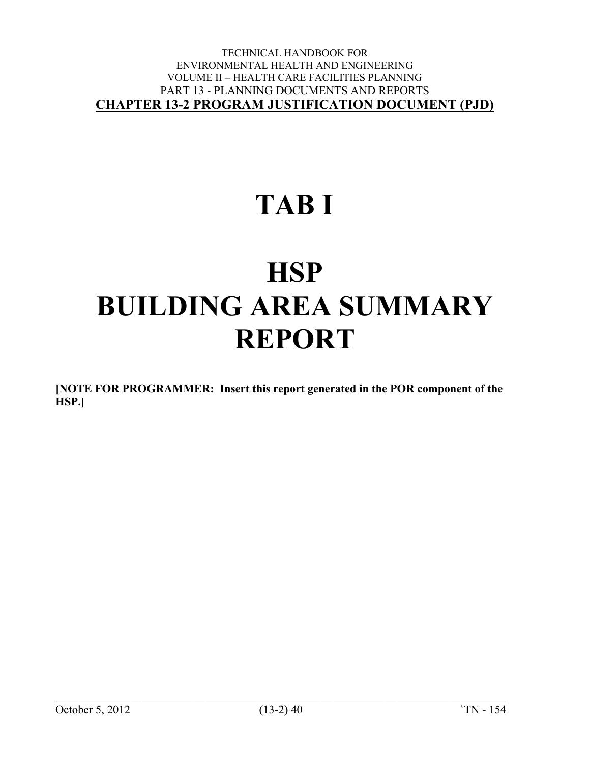# TAB I

# HSP BUILDING AREA SUMMARY REPORT

**[NOTE FOR PROGRAMMER: Insert this report generated in the POR component of the HSP.]**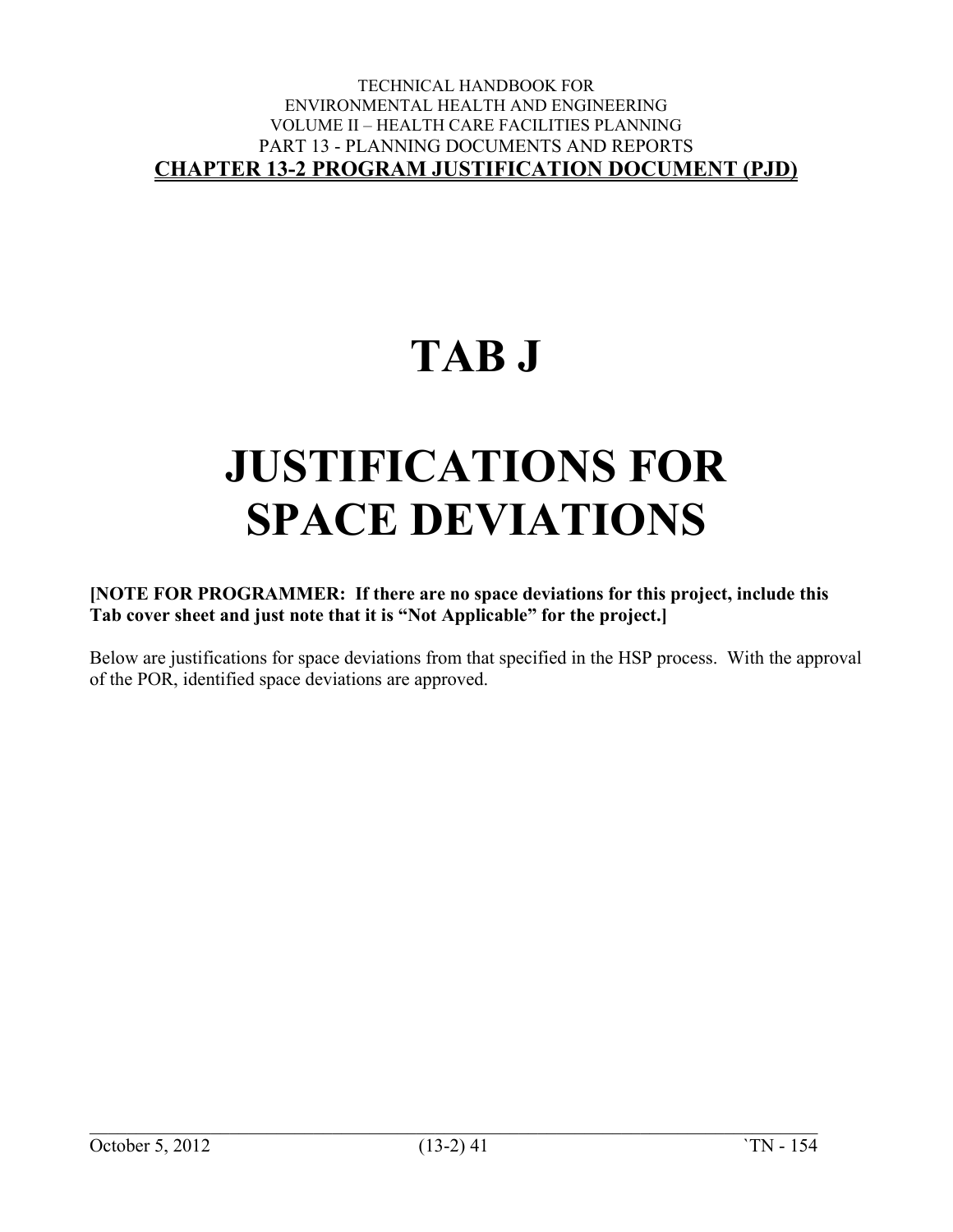# TAB J

# JUSTIFICATIONS FOR SPACE DEVIATIONS

**[NOTE FOR PROGRAMMER: If there are no space deviations for this project, include this Tab cover sheet and just note that it is "Not Applicable" for the project.]**

Below are justifications for space deviations from that specified in the HSP process. With the approval of the POR, identified space deviations are approved.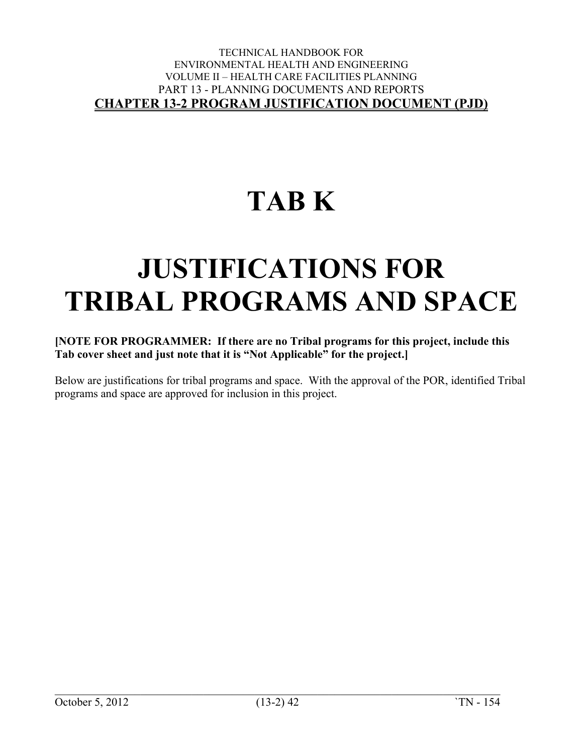# TAB K

# JUSTIFICATIONS FOR TRIBAL PROGRAMS AND SPACE

**[NOTE FOR PROGRAMMER: If there are no Tribal programs for this project, include this Tab cover sheet and just note that it is "Not Applicable" for the project.]**

Below are justifications for tribal programs and space. With the approval of the POR, identified Tribal programs and space are approved for inclusion in this project.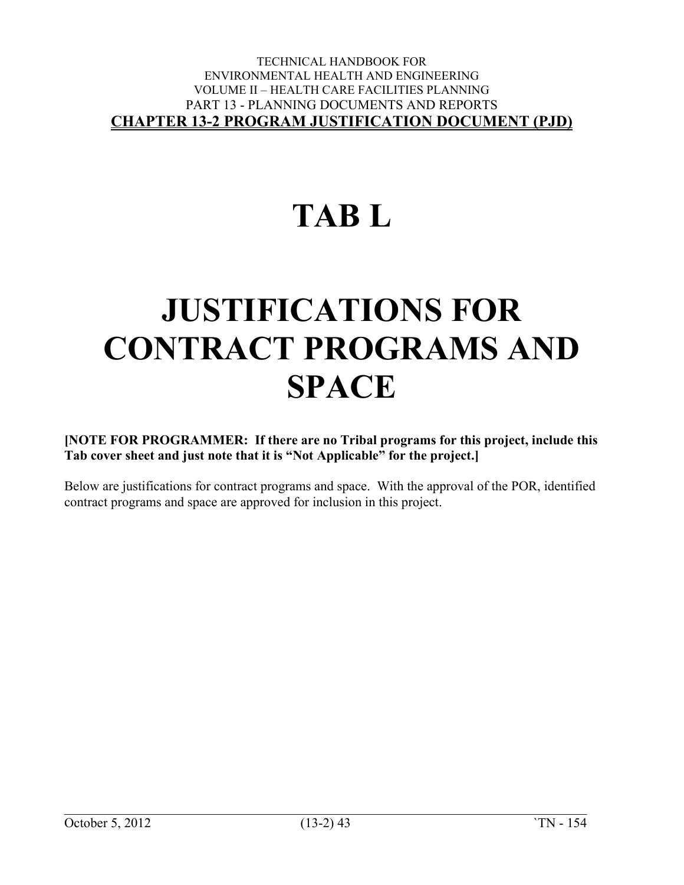# TAB L

# JUSTIFICATIONS FOR CONTRACT PROGRAMS AND SPACE

**[NOTE FOR PROGRAMMER: If there are no Tribal programs for this project, include this Tab cover sheet and just note that it is "Not Applicable" for the project.]**

Below are justifications for contract programs and space. With the approval of the POR, identified contract programs and space are approved for inclusion in this project.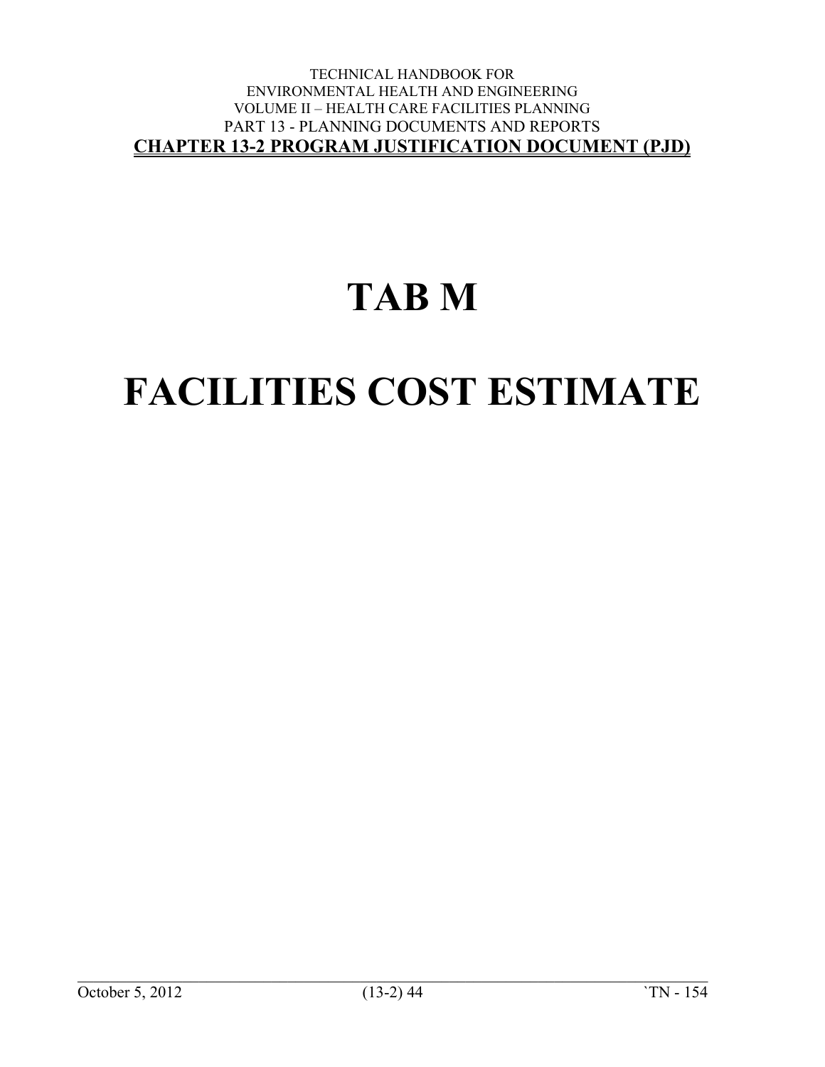# TAB M

# FACILITIES COST ESTIMATE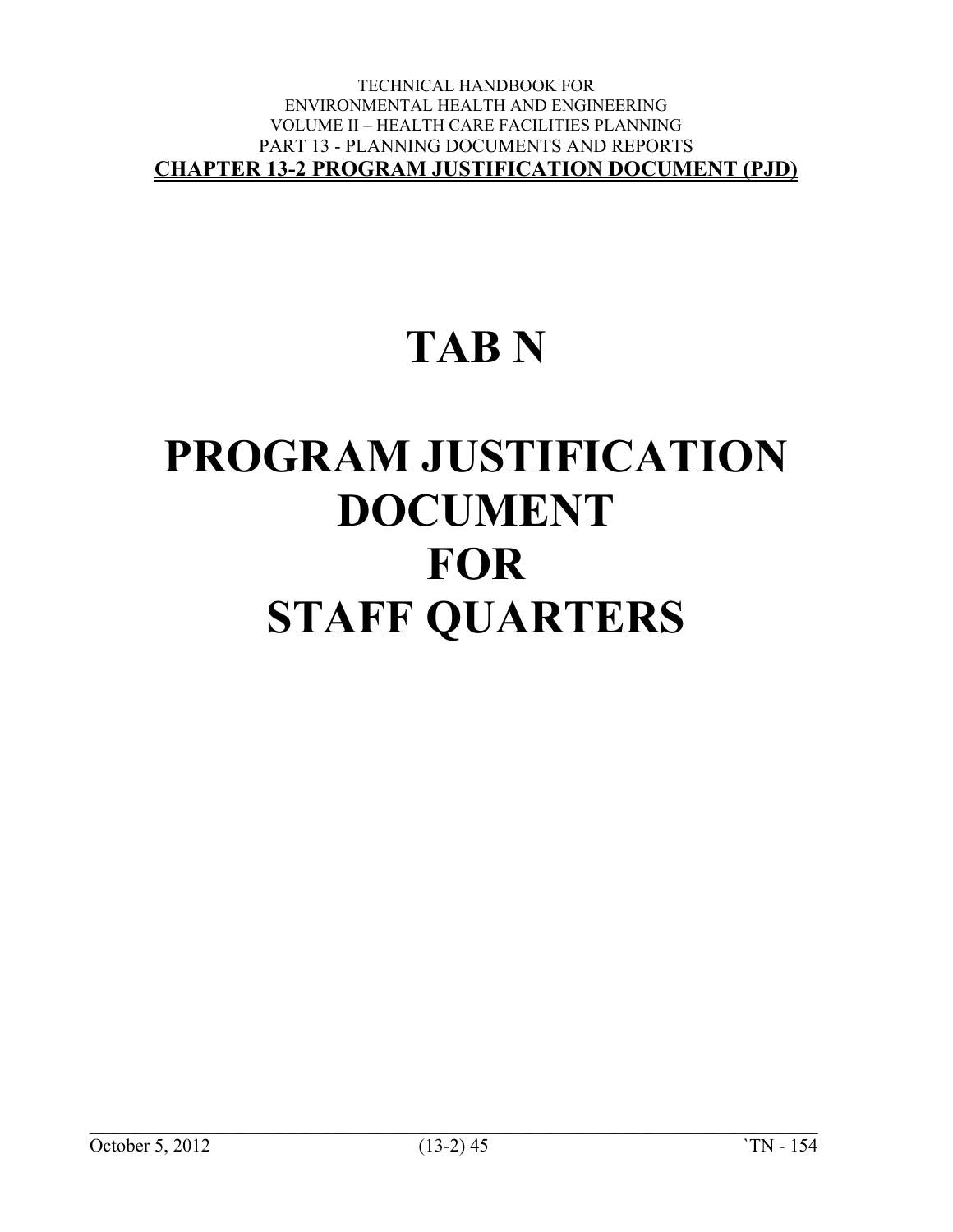# TAB N

# PROGRAM JUSTIFICATION DOCUMENT FOR STAFF QUARTERS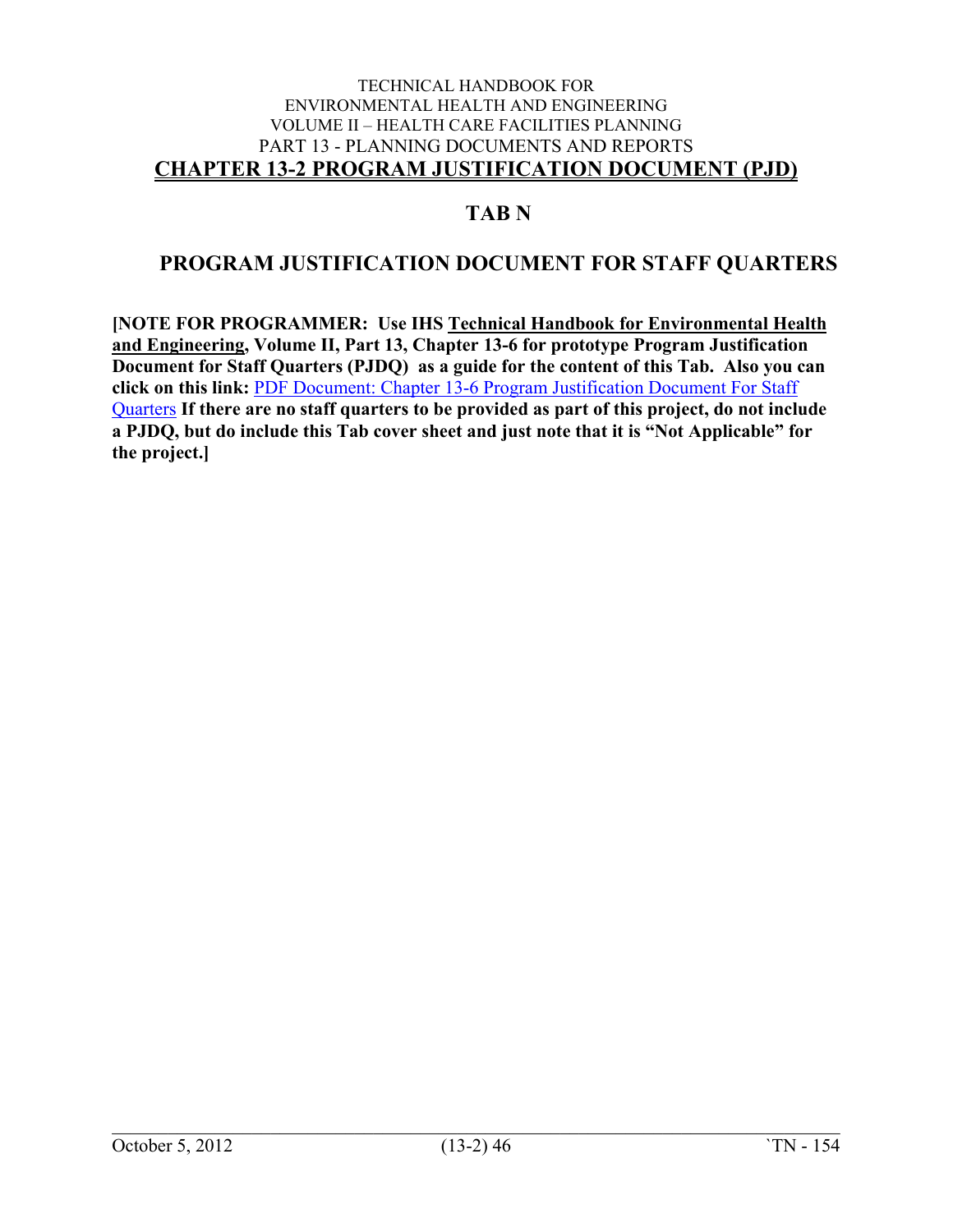## TAB N

## PROGRAM JUSTIFICATION DOCUMENT FOR STAFF QUARTERS

**[NOTE FOR PROGRAMMER: Use IHS Technical Handbook for Environmental Health and Engineering, Volume II, Part 13, Chapter 13-6 for prototype Program Justification Document for Staff Quarters (PJDQ) as a guide for the content of this Tab. Also you can click on this link:** PDF Document: Chapter 13-6 Program Justification Document For Staff Quarters **If there are no staff quarters to be provided as part of this project, do not include a PJDQ, but do include this Tab cover sheet and just note that it is "Not Applicable" for the project.]**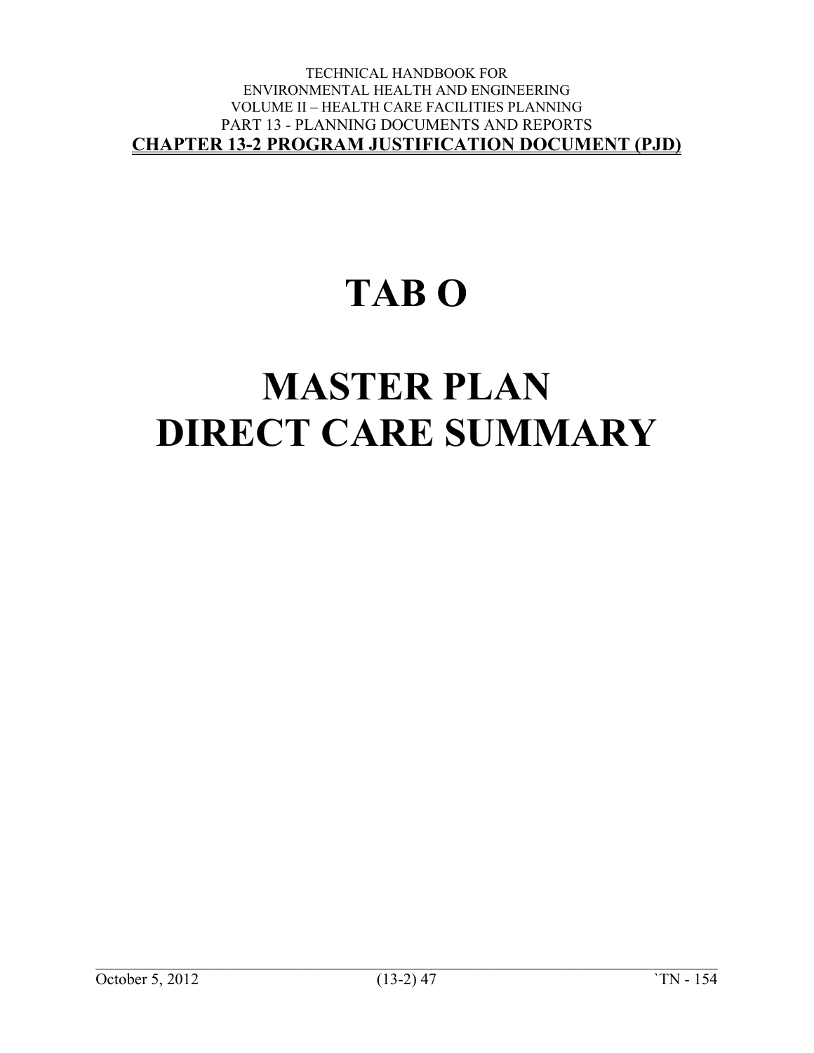# TAB O

# MASTER PLAN DIRECT CARE SUMMARY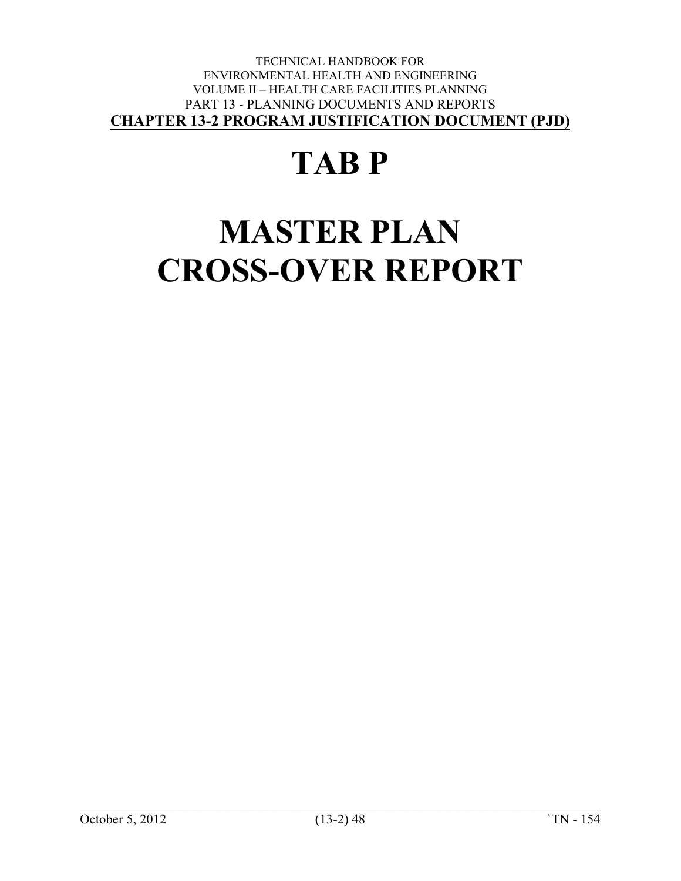# TAB P

# MASTER PLAN CROSS-OVER REPORT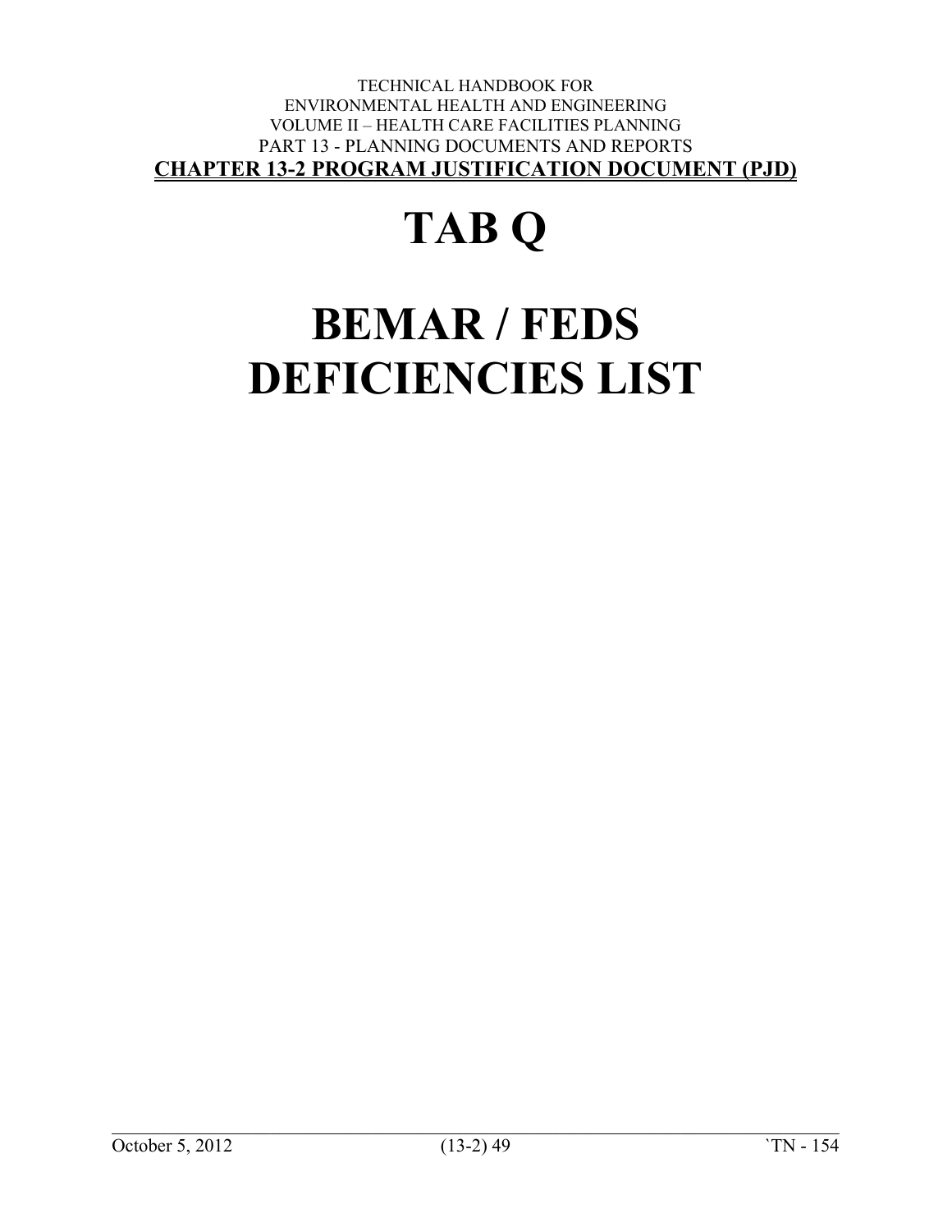# TAB Q

# BEMAR / FEDS DEFICIENCIES LIST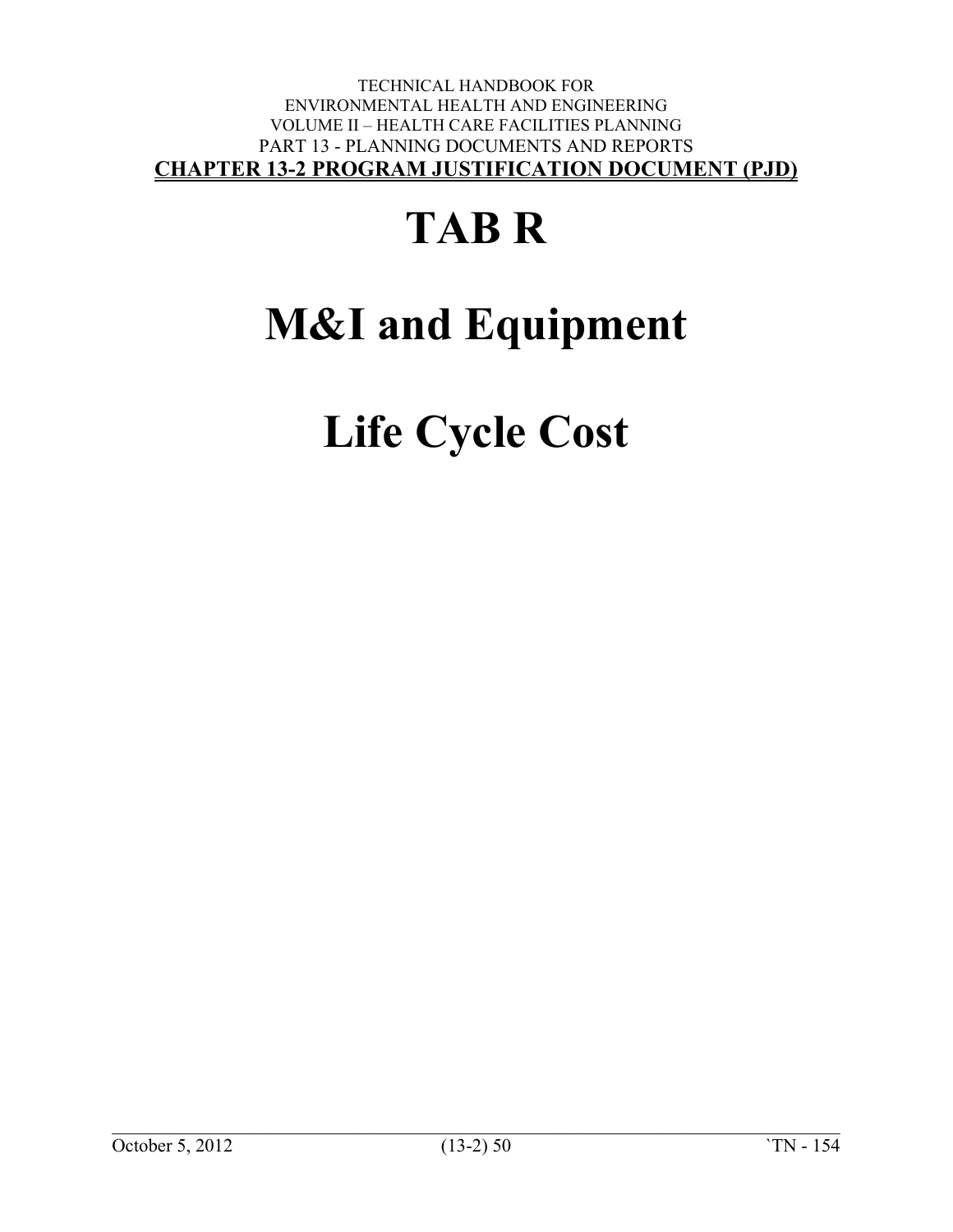# TAB R

# M&I and Equipment

# Life Cycle Cost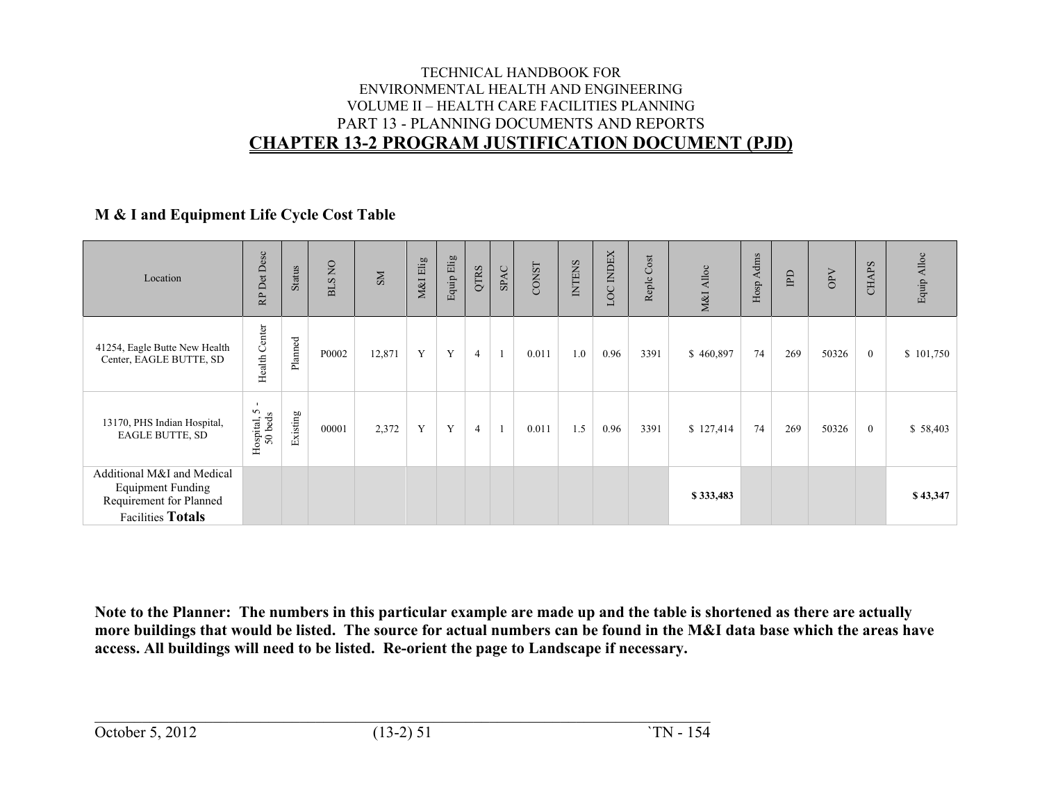### M & I and Equipment Life Cycle Cost Table

| Location | RP Det Desc | Status | BLS NO | SM | M&I Elig | Equip Elig | QTRS | SPAC | CONST | INTENS | LOC INDEX | Replc Cost | M&I Alloc | Hosp Adms | IPD | OPV | CHAPS | Equip Alloc |
|---|---|---|---|---|---|---|---|---|---|---|---|---|---|---|---|---|---|---|
| 41254, Eagle Butte New Health Center, EAGLE BUTTE, SD | Health Center | Planned | P0002 | 12,871 | Y | Y | 4 | 1 | 0.011 | 1.0 | 0.96 | 3391 | $ 460,897 | 74 | 269 | 50326 | 0 | $ 101,750 |
| 13170, PHS Indian Hospital, EAGLE BUTTE, SD | Hospital, 5 - 50 beds | Existing | 00001 | 2,372 | Y | Y | 4 | 1 | 0.011 | 1.5 | 0.96 | 3391 | $ 127,414 | 74 | 269 | 50326 | 0 | $ 58,403 |
| Additional M&I and Medical Equipment Funding Requirement for Planned Facilities **Totals** | | | | | | | | | | | | | **$ 333,483** | | | | | **$ 43,347** |

**Note to the Planner: The numbers in this particular example are made up and the table is shortened as there are actually more buildings that would be listed. The source for actual numbers can be found in the M&I data base which the areas have access. All buildings will need to be listed. Re-orient the page to Landscape if necessary.**